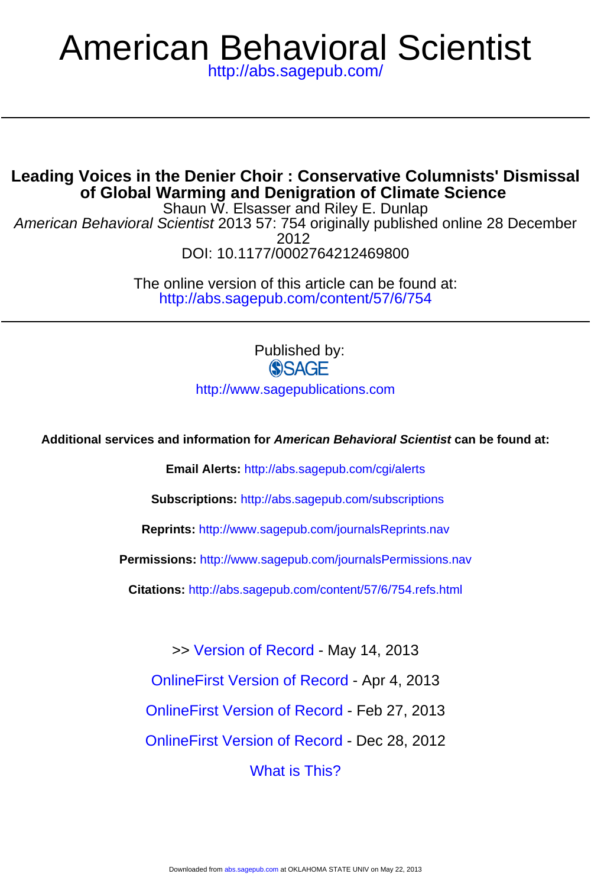# American Behavioral Scientist

http://abs.sagepub.com/

## Leading Voices in the Denier Choir : Conservative Columnists' Dismissal of Global Warming and Denigration of Climate Science

Shaun W. Elsasser and Riley E. Dunlap

*American Behavioral Scientist* 2013 57: 754 originally published online 28 December 2012

DOI: 10.1177/0002764212469800

The online version of this article can be found at:

http://abs.sagepub.com/content/57/6/754

Published by:

SAGE

http://www.sagepublications.com

**Additional services and information for *American Behavioral Scientist* can be found at:**

**Email Alerts:** http://abs.sagepub.com/cgi/alerts

**Subscriptions:** http://abs.sagepub.com/subscriptions

**Reprints:** http://www.sagepub.com/journalsReprints.nav

**Permissions:** http://www.sagepub.com/journalsPermissions.nav

**Citations:** http://abs.sagepub.com/content/57/6/754.refs.html

>> Version of Record - May 14, 2013

OnlineFirst Version of Record - Apr 4, 2013

OnlineFirst Version of Record - Feb 27, 2013

OnlineFirst Version of Record - Dec 28, 2012

What is This?

Downloaded from abs.sagepub.com at OKLAHOMA STATE UNIV on May 22, 2013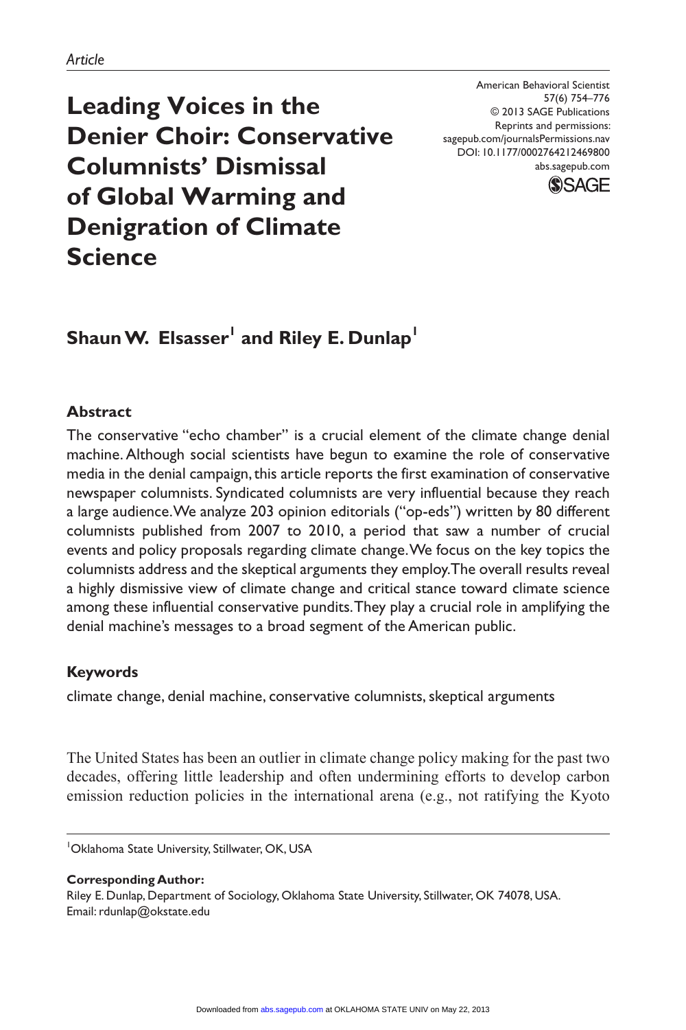*Article*

# Leading Voices in the Denier Choir: Conservative Columnists' Dismissal of Global Warming and Denigration of Climate Science

**Shaun W. Elsasser[1] and Riley E. Dunlap[1]**

## Abstract

The conservative "echo chamber" is a crucial element of the climate change denial machine. Although social scientists have begun to examine the role of conservative media in the denial campaign, this article reports the first examination of conservative newspaper columnists. Syndicated columnists are very influential because they reach a large audience. We analyze 203 opinion editorials ("op-eds") written by 80 different columnists published from 2007 to 2010, a period that saw a number of crucial events and policy proposals regarding climate change. We focus on the key topics the columnists address and the skeptical arguments they employ. The overall results reveal a highly dismissive view of climate change and critical stance toward climate science among these influential conservative pundits. They play a crucial role in amplifying the denial machine's messages to a broad segment of the American public.

## Keywords

climate change, denial machine, conservative columnists, skeptical arguments

The United States has been an outlier in climate change policy making for the past two decades, offering little leadership and often undermining efforts to develop carbon emission reduction policies in the international arena (e.g., not ratifying the Kyoto

[1]Oklahoma State University, Stillwater, OK, USA

**Corresponding Author:**
Riley E. Dunlap, Department of Sociology, Oklahoma State University, Stillwater, OK 74078, USA.
Email: rdunlap@okstate.edu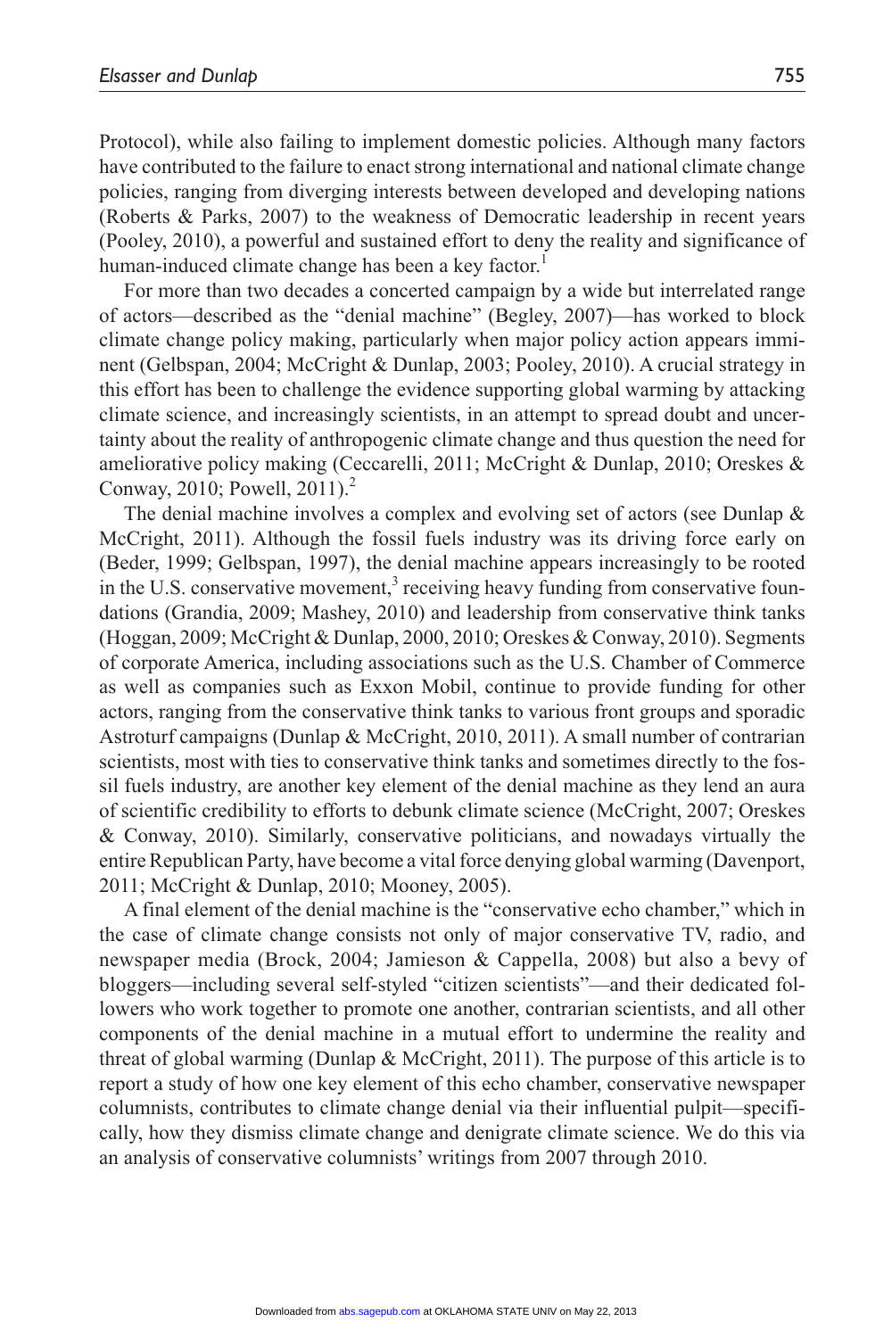Protocol), while also failing to implement domestic policies. Although many factors have contributed to the failure to enact strong international and national climate change policies, ranging from diverging interests between developed and developing nations (Roberts & Parks, 2007) to the weakness of Democratic leadership in recent years (Pooley, 2010), a powerful and sustained effort to deny the reality and significance of human-induced climate change has been a key factor.[1]

For more than two decades a concerted campaign by a wide but interrelated range of actors—described as the "denial machine" (Begley, 2007)—has worked to block climate change policy making, particularly when major policy action appears imminent (Gelbspan, 2004; McCright & Dunlap, 2003; Pooley, 2010). A crucial strategy in this effort has been to challenge the evidence supporting global warming by attacking climate science, and increasingly scientists, in an attempt to spread doubt and uncertainty about the reality of anthropogenic climate change and thus question the need for ameliorative policy making (Ceccarelli, 2011; McCright & Dunlap, 2010; Oreskes & Conway, 2010; Powell, 2011).[2]

The denial machine involves a complex and evolving set of actors (see Dunlap & McCright, 2011). Although the fossil fuels industry was its driving force early on (Beder, 1999; Gelbspan, 1997), the denial machine appears increasingly to be rooted in the U.S. conservative movement,[3] receiving heavy funding from conservative foundations (Grandia, 2009; Mashey, 2010) and leadership from conservative think tanks (Hoggan, 2009; McCright & Dunlap, 2000, 2010; Oreskes & Conway, 2010). Segments of corporate America, including associations such as the U.S. Chamber of Commerce as well as companies such as Exxon Mobil, continue to provide funding for other actors, ranging from the conservative think tanks to various front groups and sporadic Astroturf campaigns (Dunlap & McCright, 2010, 2011). A small number of contrarian scientists, most with ties to conservative think tanks and sometimes directly to the fossil fuels industry, are another key element of the denial machine as they lend an aura of scientific credibility to efforts to debunk climate science (McCright, 2007; Oreskes & Conway, 2010). Similarly, conservative politicians, and nowadays virtually the entire Republican Party, have become a vital force denying global warming (Davenport, 2011; McCright & Dunlap, 2010; Mooney, 2005).

A final element of the denial machine is the "conservative echo chamber," which in the case of climate change consists not only of major conservative TV, radio, and newspaper media (Brock, 2004; Jamieson & Cappella, 2008) but also a bevy of bloggers—including several self-styled "citizen scientists"—and their dedicated followers who work together to promote one another, contrarian scientists, and all other components of the denial machine in a mutual effort to undermine the reality and threat of global warming (Dunlap & McCright, 2011). The purpose of this article is to report a study of how one key element of this echo chamber, conservative newspaper columnists, contributes to climate change denial via their influential pulpit—specifically, how they dismiss climate change and denigrate climate science. We do this via an analysis of conservative columnists' writings from 2007 through 2010.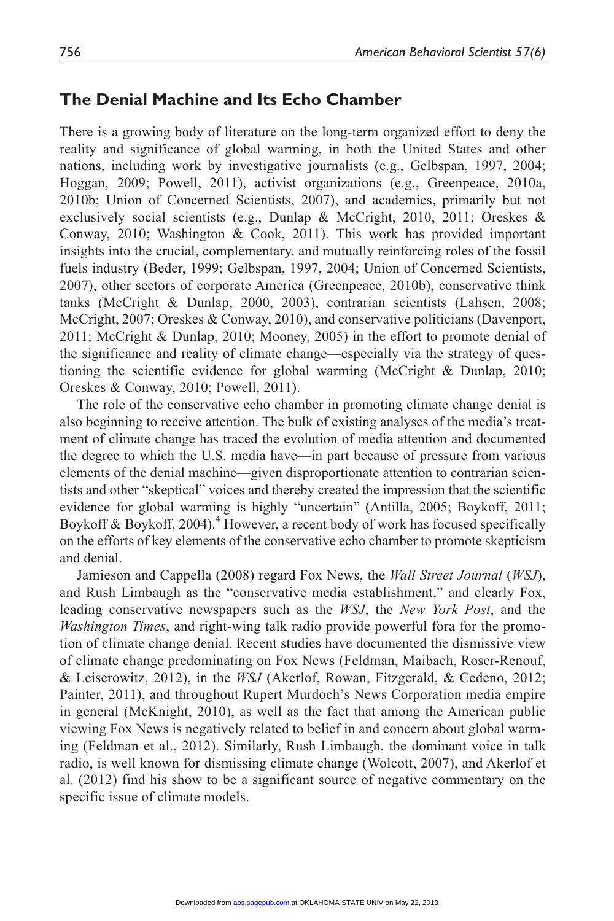## The Denial Machine and Its Echo Chamber

There is a growing body of literature on the long-term organized effort to deny the reality and significance of global warming, in both the United States and other nations, including work by investigative journalists (e.g., Gelbspan, 1997, 2004; Hoggan, 2009; Powell, 2011), activist organizations (e.g., Greenpeace, 2010a, 2010b; Union of Concerned Scientists, 2007), and academics, primarily but not exclusively social scientists (e.g., Dunlap & McCright, 2010, 2011; Oreskes & Conway, 2010; Washington & Cook, 2011). This work has provided important insights into the crucial, complementary, and mutually reinforcing roles of the fossil fuels industry (Beder, 1999; Gelbspan, 1997, 2004; Union of Concerned Scientists, 2007), other sectors of corporate America (Greenpeace, 2010b), conservative think tanks (McCright & Dunlap, 2000, 2003), contrarian scientists (Lahsen, 2008; McCright, 2007; Oreskes & Conway, 2010), and conservative politicians (Davenport, 2011; McCright & Dunlap, 2010; Mooney, 2005) in the effort to promote denial of the significance and reality of climate change—especially via the strategy of questioning the scientific evidence for global warming (McCright & Dunlap, 2010; Oreskes & Conway, 2010; Powell, 2011).

The role of the conservative echo chamber in promoting climate change denial is also beginning to receive attention. The bulk of existing analyses of the media's treatment of climate change has traced the evolution of media attention and documented the degree to which the U.S. media have—in part because of pressure from various elements of the denial machine—given disproportionate attention to contrarian scientists and other "skeptical" voices and thereby created the impression that the scientific evidence for global warming is highly "uncertain" (Antilla, 2005; Boykoff, 2011; Boykoff & Boykoff, 2004).[4] However, a recent body of work has focused specifically on the efforts of key elements of the conservative echo chamber to promote skepticism and denial.

Jamieson and Cappella (2008) regard Fox News, the *Wall Street Journal* (*WSJ*), and Rush Limbaugh as the "conservative media establishment," and clearly Fox, leading conservative newspapers such as the *WSJ*, the *New York Post*, and the *Washington Times*, and right-wing talk radio provide powerful fora for the promotion of climate change denial. Recent studies have documented the dismissive view of climate change predominating on Fox News (Feldman, Maibach, Roser-Renouf, & Leiserowitz, 2012), in the *WSJ* (Akerlof, Rowan, Fitzgerald, & Cedeno, 2012; Painter, 2011), and throughout Rupert Murdoch's News Corporation media empire in general (McKnight, 2010), as well as the fact that among the American public viewing Fox News is negatively related to belief in and concern about global warming (Feldman et al., 2012). Similarly, Rush Limbaugh, the dominant voice in talk radio, is well known for dismissing climate change (Wolcott, 2007), and Akerlof et al. (2012) find his show to be a significant source of negative commentary on the specific issue of climate models.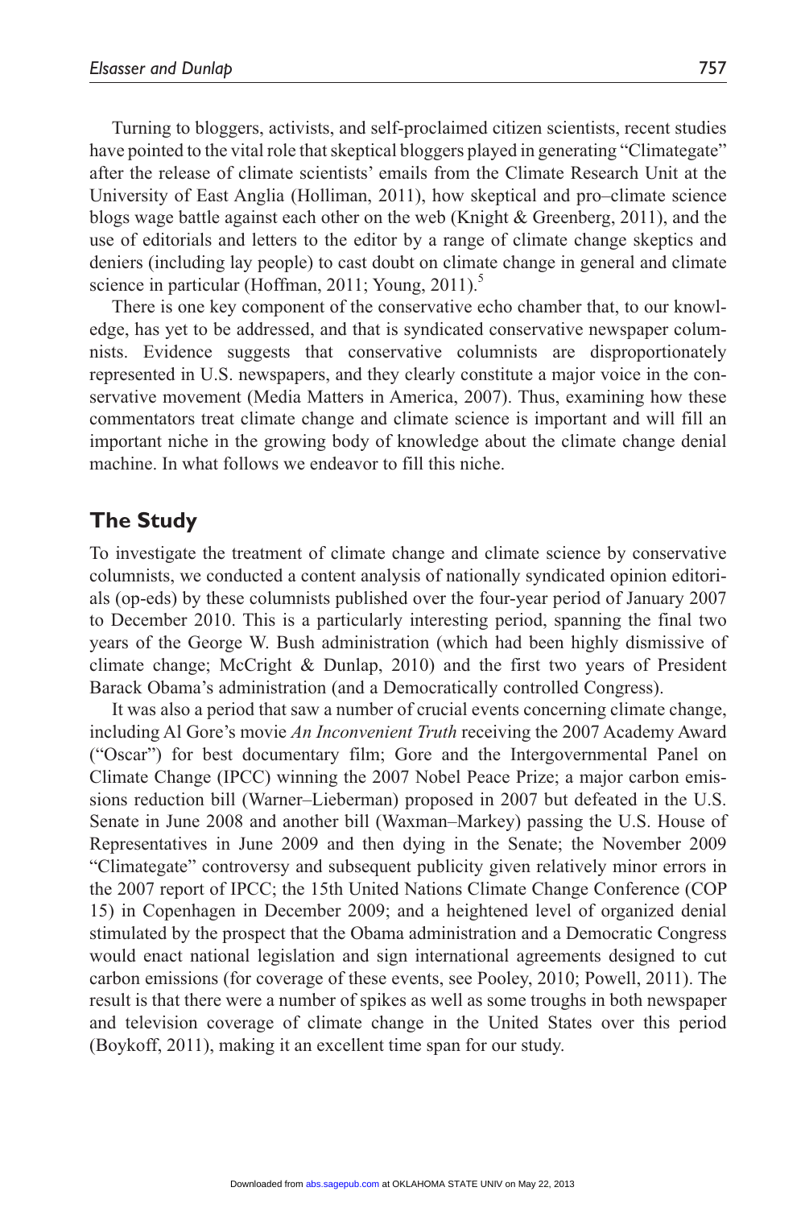Turning to bloggers, activists, and self-proclaimed citizen scientists, recent studies have pointed to the vital role that skeptical bloggers played in generating "Climategate" after the release of climate scientists' emails from the Climate Research Unit at the University of East Anglia (Holliman, 2011), how skeptical and pro–climate science blogs wage battle against each other on the web (Knight & Greenberg, 2011), and the use of editorials and letters to the editor by a range of climate change skeptics and deniers (including lay people) to cast doubt on climate change in general and climate science in particular (Hoffman, 2011; Young, 2011).[5]

There is one key component of the conservative echo chamber that, to our knowledge, has yet to be addressed, and that is syndicated conservative newspaper columnists. Evidence suggests that conservative columnists are disproportionately represented in U.S. newspapers, and they clearly constitute a major voice in the conservative movement (Media Matters in America, 2007). Thus, examining how these commentators treat climate change and climate science is important and will fill an important niche in the growing body of knowledge about the climate change denial machine. In what follows we endeavor to fill this niche.

## The Study

To investigate the treatment of climate change and climate science by conservative columnists, we conducted a content analysis of nationally syndicated opinion editorials (op-eds) by these columnists published over the four-year period of January 2007 to December 2010. This is a particularly interesting period, spanning the final two years of the George W. Bush administration (which had been highly dismissive of climate change; McCright & Dunlap, 2010) and the first two years of President Barack Obama's administration (and a Democratically controlled Congress).

It was also a period that saw a number of crucial events concerning climate change, including Al Gore's movie *An Inconvenient Truth* receiving the 2007 Academy Award ("Oscar") for best documentary film; Gore and the Intergovernmental Panel on Climate Change (IPCC) winning the 2007 Nobel Peace Prize; a major carbon emissions reduction bill (Warner–Lieberman) proposed in 2007 but defeated in the U.S. Senate in June 2008 and another bill (Waxman–Markey) passing the U.S. House of Representatives in June 2009 and then dying in the Senate; the November 2009 "Climategate" controversy and subsequent publicity given relatively minor errors in the 2007 report of IPCC; the 15th United Nations Climate Change Conference (COP 15) in Copenhagen in December 2009; and a heightened level of organized denial stimulated by the prospect that the Obama administration and a Democratic Congress would enact national legislation and sign international agreements designed to cut carbon emissions (for coverage of these events, see Pooley, 2010; Powell, 2011). The result is that there were a number of spikes as well as some troughs in both newspaper and television coverage of climate change in the United States over this period (Boykoff, 2011), making it an excellent time span for our study.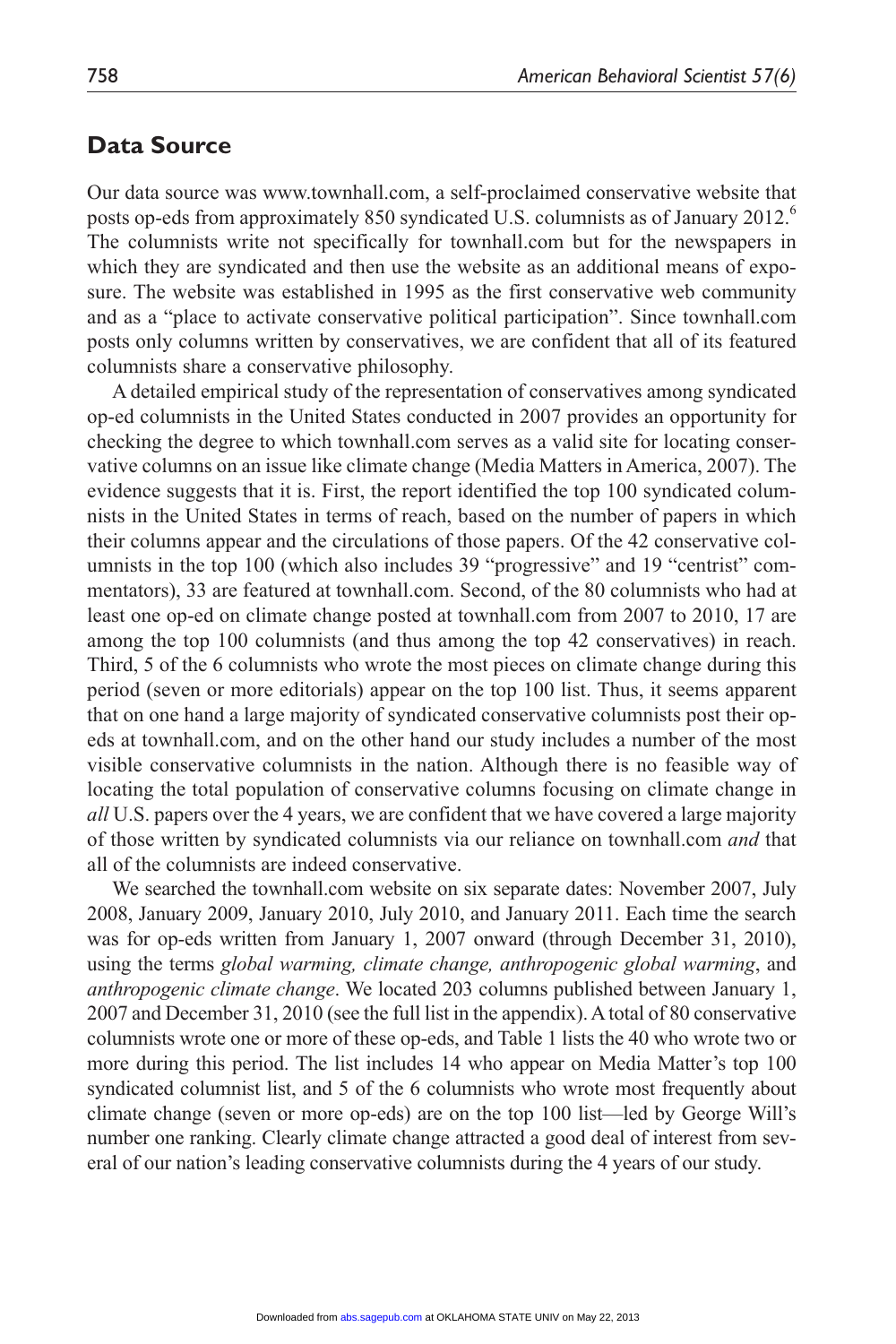## Data Source

Our data source was www.townhall.com, a self-proclaimed conservative website that posts op-eds from approximately 850 syndicated U.S. columnists as of January 2012.[6] The columnists write not specifically for townhall.com but for the newspapers in which they are syndicated and then use the website as an additional means of exposure. The website was established in 1995 as the first conservative web community and as a "place to activate conservative political participation". Since townhall.com posts only columns written by conservatives, we are confident that all of its featured columnists share a conservative philosophy.

A detailed empirical study of the representation of conservatives among syndicated op-ed columnists in the United States conducted in 2007 provides an opportunity for checking the degree to which townhall.com serves as a valid site for locating conservative columns on an issue like climate change (Media Matters in America, 2007). The evidence suggests that it is. First, the report identified the top 100 syndicated columnists in the United States in terms of reach, based on the number of papers in which their columns appear and the circulations of those papers. Of the 42 conservative columnists in the top 100 (which also includes 39 "progressive" and 19 "centrist" commentators), 33 are featured at townhall.com. Second, of the 80 columnists who had at least one op-ed on climate change posted at townhall.com from 2007 to 2010, 17 are among the top 100 columnists (and thus among the top 42 conservatives) in reach. Third, 5 of the 6 columnists who wrote the most pieces on climate change during this period (seven or more editorials) appear on the top 100 list. Thus, it seems apparent that on one hand a large majority of syndicated conservative columnists post their op-eds at townhall.com, and on the other hand our study includes a number of the most visible conservative columnists in the nation. Although there is no feasible way of locating the total population of conservative columns focusing on climate change in *all* U.S. papers over the 4 years, we are confident that we have covered a large majority of those written by syndicated columnists via our reliance on townhall.com *and* that all of the columnists are indeed conservative.

We searched the townhall.com website on six separate dates: November 2007, July 2008, January 2009, January 2010, July 2010, and January 2011. Each time the search was for op-eds written from January 1, 2007 onward (through December 31, 2010), using the terms *global warming, climate change, anthropogenic global warming*, and *anthropogenic climate change*. We located 203 columns published between January 1, 2007 and December 31, 2010 (see the full list in the appendix). A total of 80 conservative columnists wrote one or more of these op-eds, and Table 1 lists the 40 who wrote two or more during this period. The list includes 14 who appear on Media Matter's top 100 syndicated columnist list, and 5 of the 6 columnists who wrote most frequently about climate change (seven or more op-eds) are on the top 100 list—led by George Will's number one ranking. Clearly climate change attracted a good deal of interest from several of our nation's leading conservative columnists during the 4 years of our study.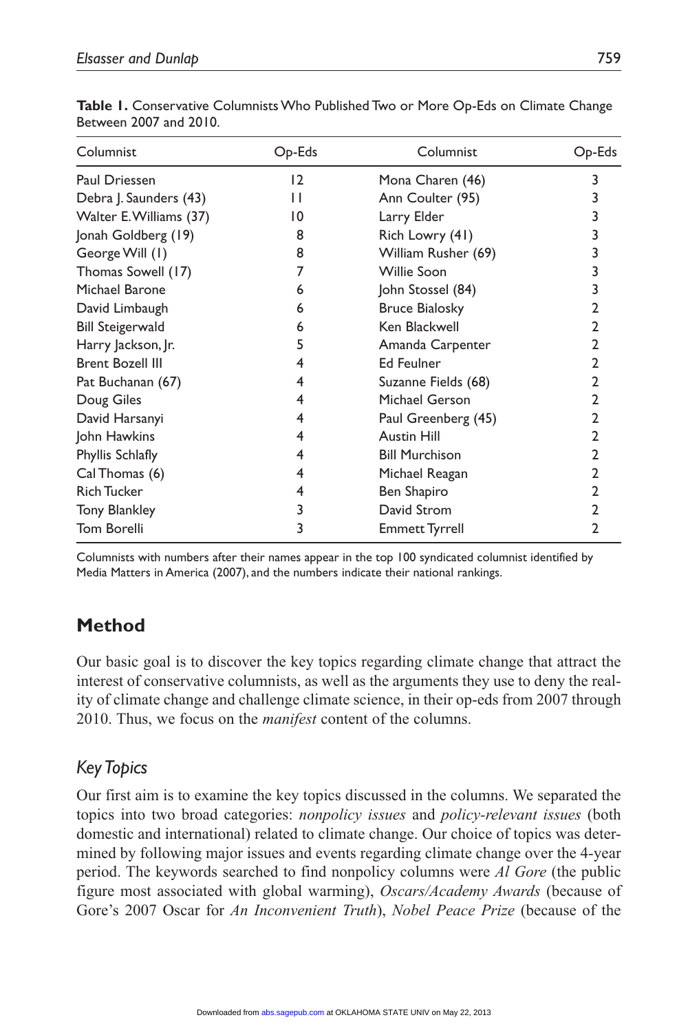**Table 1.** Conservative Columnists Who Published Two or More Op-Eds on Climate Change Between 2007 and 2010.

| Columnist | Op-Eds | Columnist | Op-Eds |
|---|---|---|---|
| Paul Driessen | 12 | Mona Charen (46) | 3 |
| Debra J. Saunders (43) | 11 | Ann Coulter (95) | 3 |
| Walter E. Williams (37) | 10 | Larry Elder | 3 |
| Jonah Goldberg (19) | 8 | Rich Lowry (41) | 3 |
| George Will (1) | 8 | William Rusher (69) | 3 |
| Thomas Sowell (17) | 7 | Willie Soon | 3 |
| Michael Barone | 6 | John Stossel (84) | 3 |
| David Limbaugh | 6 | Bruce Bialosky | 2 |
| Bill Steigerwald | 6 | Ken Blackwell | 2 |
| Harry Jackson, Jr. | 5 | Amanda Carpenter | 2 |
| Brent Bozell III | 4 | Ed Feulner | 2 |
| Pat Buchanan (67) | 4 | Suzanne Fields (68) | 2 |
| Doug Giles | 4 | Michael Gerson | 2 |
| David Harsanyi | 4 | Paul Greenberg (45) | 2 |
| John Hawkins | 4 | Austin Hill | 2 |
| Phyllis Schlafly | 4 | Bill Murchison | 2 |
| Cal Thomas (6) | 4 | Michael Reagan | 2 |
| Rich Tucker | 4 | Ben Shapiro | 2 |
| Tony Blankley | 3 | David Strom | 2 |
| Tom Borelli | 3 | Emmett Tyrrell | 2 |

Columnists with numbers after their names appear in the top 100 syndicated columnist identified by Media Matters in America (2007), and the numbers indicate their national rankings.

## Method

Our basic goal is to discover the key topics regarding climate change that attract the interest of conservative columnists, as well as the arguments they use to deny the reality of climate change and challenge climate science, in their op-eds from 2007 through 2010. Thus, we focus on the *manifest* content of the columns.

### Key Topics

Our first aim is to examine the key topics discussed in the columns. We separated the topics into two broad categories: *nonpolicy issues* and *policy-relevant issues* (both domestic and international) related to climate change. Our choice of topics was determined by following major issues and events regarding climate change over the 4-year period. The keywords searched to find nonpolicy columns were *Al Gore* (the public figure most associated with global warming), *Oscars/Academy Awards* (because of Gore's 2007 Oscar for *An Inconvenient Truth*), *Nobel Peace Prize* (because of the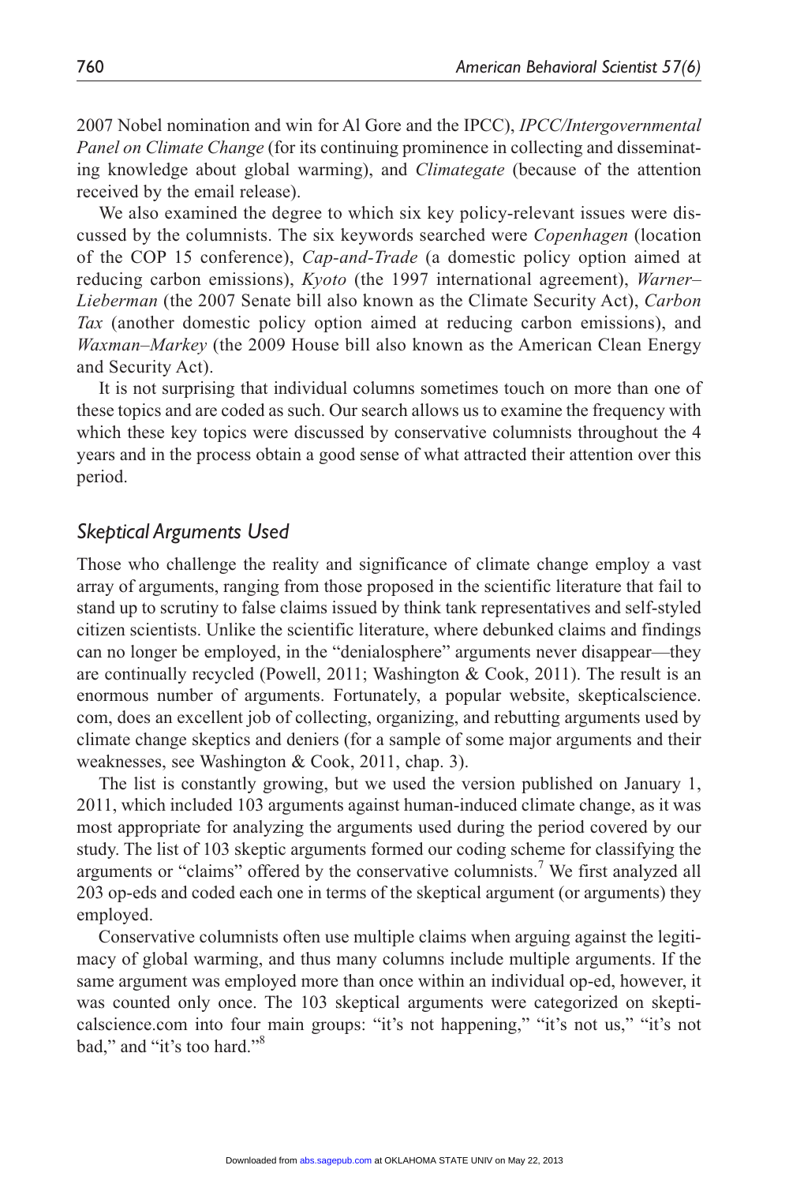2007 Nobel nomination and win for Al Gore and the IPCC), *IPCC/Intergovernmental Panel on Climate Change* (for its continuing prominence in collecting and disseminating knowledge about global warming), and *Climategate* (because of the attention received by the email release).

We also examined the degree to which six key policy-relevant issues were discussed by the columnists. The six keywords searched were *Copenhagen* (location of the COP 15 conference), *Cap-and-Trade* (a domestic policy option aimed at reducing carbon emissions), *Kyoto* (the 1997 international agreement), *Warner–Lieberman* (the 2007 Senate bill also known as the Climate Security Act), *Carbon Tax* (another domestic policy option aimed at reducing carbon emissions), and *Waxman–Markey* (the 2009 House bill also known as the American Clean Energy and Security Act).

It is not surprising that individual columns sometimes touch on more than one of these topics and are coded as such. Our search allows us to examine the frequency with which these key topics were discussed by conservative columnists throughout the 4 years and in the process obtain a good sense of what attracted their attention over this period.

### *Skeptical Arguments Used*

Those who challenge the reality and significance of climate change employ a vast array of arguments, ranging from those proposed in the scientific literature that fail to stand up to scrutiny to false claims issued by think tank representatives and self-styled citizen scientists. Unlike the scientific literature, where debunked claims and findings can no longer be employed, in the "denialosphere" arguments never disappear—they are continually recycled (Powell, 2011; Washington & Cook, 2011). The result is an enormous number of arguments. Fortunately, a popular website, skepticalscience.com, does an excellent job of collecting, organizing, and rebutting arguments used by climate change skeptics and deniers (for a sample of some major arguments and their weaknesses, see Washington & Cook, 2011, chap. 3).

The list is constantly growing, but we used the version published on January 1, 2011, which included 103 arguments against human-induced climate change, as it was most appropriate for analyzing the arguments used during the period covered by our study. The list of 103 skeptic arguments formed our coding scheme for classifying the arguments or "claims" offered by the conservative columnists.[7] We first analyzed all 203 op-eds and coded each one in terms of the skeptical argument (or arguments) they employed.

Conservative columnists often use multiple claims when arguing against the legitimacy of global warming, and thus many columns include multiple arguments. If the same argument was employed more than once within an individual op-ed, however, it was counted only once. The 103 skeptical arguments were categorized on skepticalscience.com into four main groups: "it's not happening," "it's not us," "it's not bad," and "it's too hard."[8]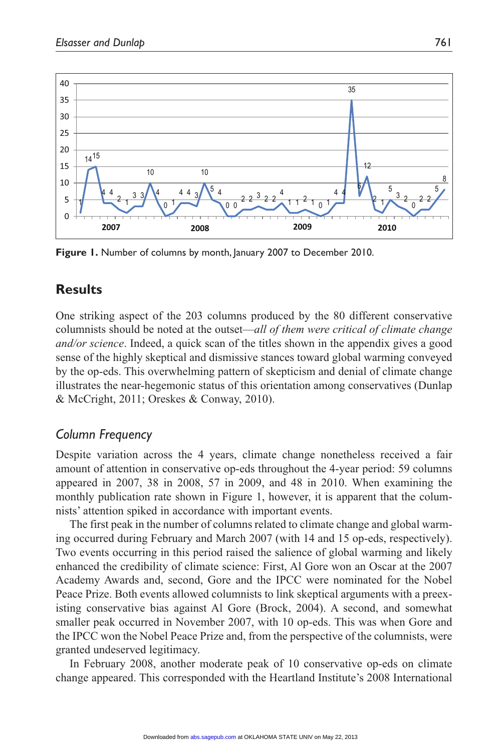Figure 1. Number of columns by month, January 2007 to December 2010.

## Results

One striking aspect of the 203 columns produced by the 80 different conservative columnists should be noted at the outset—*all of them were critical of climate change and/or science*. Indeed, a quick scan of the titles shown in the appendix gives a good sense of the highly skeptical and dismissive stances toward global warming conveyed by the op-eds. This overwhelming pattern of skepticism and denial of climate change illustrates the near-hegemonic status of this orientation among conservatives (Dunlap & McCright, 2011; Oreskes & Conway, 2010).

### *Column Frequency*

Despite variation across the 4 years, climate change nonetheless received a fair amount of attention in conservative op-eds throughout the 4-year period: 59 columns appeared in 2007, 38 in 2008, 57 in 2009, and 48 in 2010. When examining the monthly publication rate shown in Figure 1, however, it is apparent that the columnists' attention spiked in accordance with important events.

The first peak in the number of columns related to climate change and global warming occurred during February and March 2007 (with 14 and 15 op-eds, respectively). Two events occurring in this period raised the salience of global warming and likely enhanced the credibility of climate science: First, Al Gore won an Oscar at the 2007 Academy Awards and, second, Gore and the IPCC were nominated for the Nobel Peace Prize. Both events allowed columnists to link skeptical arguments with a preexisting conservative bias against Al Gore (Brock, 2004). A second, and somewhat smaller peak occurred in November 2007, with 10 op-eds. This was when Gore and the IPCC won the Nobel Peace Prize and, from the perspective of the columnists, were granted undeserved legitimacy.

In February 2008, another moderate peak of 10 conservative op-eds on climate change appeared. This corresponded with the Heartland Institute's 2008 International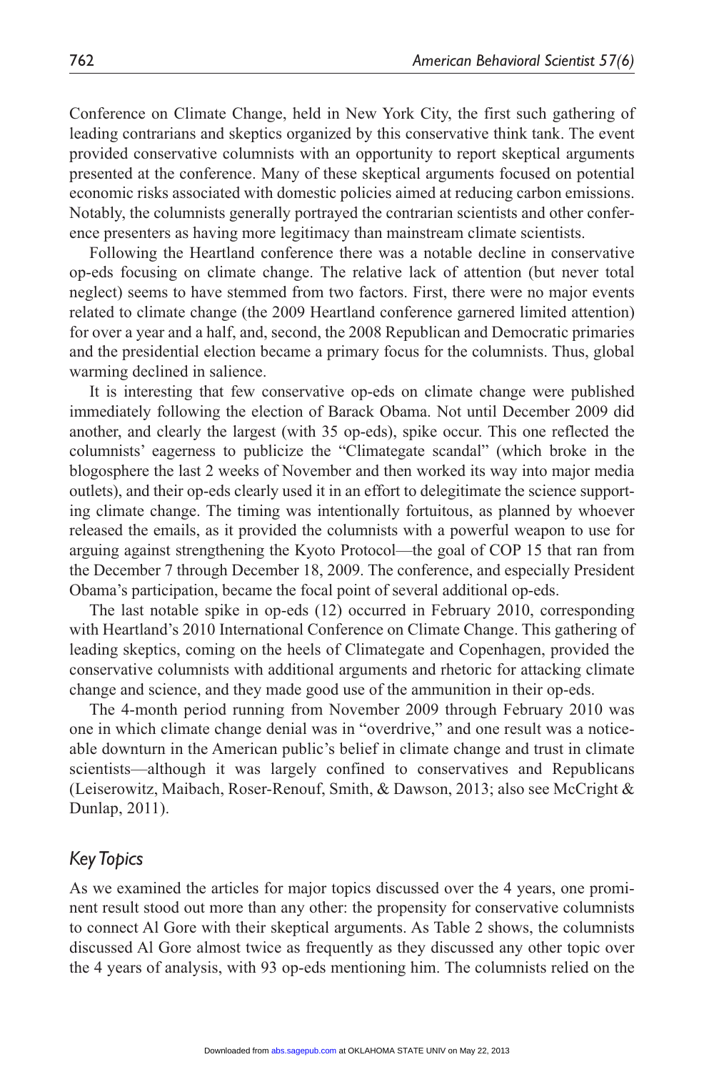Conference on Climate Change, held in New York City, the first such gathering of leading contrarians and skeptics organized by this conservative think tank. The event provided conservative columnists with an opportunity to report skeptical arguments presented at the conference. Many of these skeptical arguments focused on potential economic risks associated with domestic policies aimed at reducing carbon emissions. Notably, the columnists generally portrayed the contrarian scientists and other conference presenters as having more legitimacy than mainstream climate scientists.

Following the Heartland conference there was a notable decline in conservative op-eds focusing on climate change. The relative lack of attention (but never total neglect) seems to have stemmed from two factors. First, there were no major events related to climate change (the 2009 Heartland conference garnered limited attention) for over a year and a half, and, second, the 2008 Republican and Democratic primaries and the presidential election became a primary focus for the columnists. Thus, global warming declined in salience.

It is interesting that few conservative op-eds on climate change were published immediately following the election of Barack Obama. Not until December 2009 did another, and clearly the largest (with 35 op-eds), spike occur. This one reflected the columnists' eagerness to publicize the "Climategate scandal" (which broke in the blogosphere the last 2 weeks of November and then worked its way into major media outlets), and their op-eds clearly used it in an effort to delegitimate the science supporting climate change. The timing was intentionally fortuitous, as planned by whoever released the emails, as it provided the columnists with a powerful weapon to use for arguing against strengthening the Kyoto Protocol—the goal of COP 15 that ran from the December 7 through December 18, 2009. The conference, and especially President Obama's participation, became the focal point of several additional op-eds.

The last notable spike in op-eds (12) occurred in February 2010, corresponding with Heartland's 2010 International Conference on Climate Change. This gathering of leading skeptics, coming on the heels of Climategate and Copenhagen, provided the conservative columnists with additional arguments and rhetoric for attacking climate change and science, and they made good use of the ammunition in their op-eds.

The 4-month period running from November 2009 through February 2010 was one in which climate change denial was in "overdrive," and one result was a noticeable downturn in the American public's belief in climate change and trust in climate scientists—although it was largely confined to conservatives and Republicans (Leiserowitz, Maibach, Roser-Renouf, Smith, & Dawson, 2013; also see McCright & Dunlap, 2011).

## *Key Topics*

As we examined the articles for major topics discussed over the 4 years, one prominent result stood out more than any other: the propensity for conservative columnists to connect Al Gore with their skeptical arguments. As Table 2 shows, the columnists discussed Al Gore almost twice as frequently as they discussed any other topic over the 4 years of analysis, with 93 op-eds mentioning him. The columnists relied on the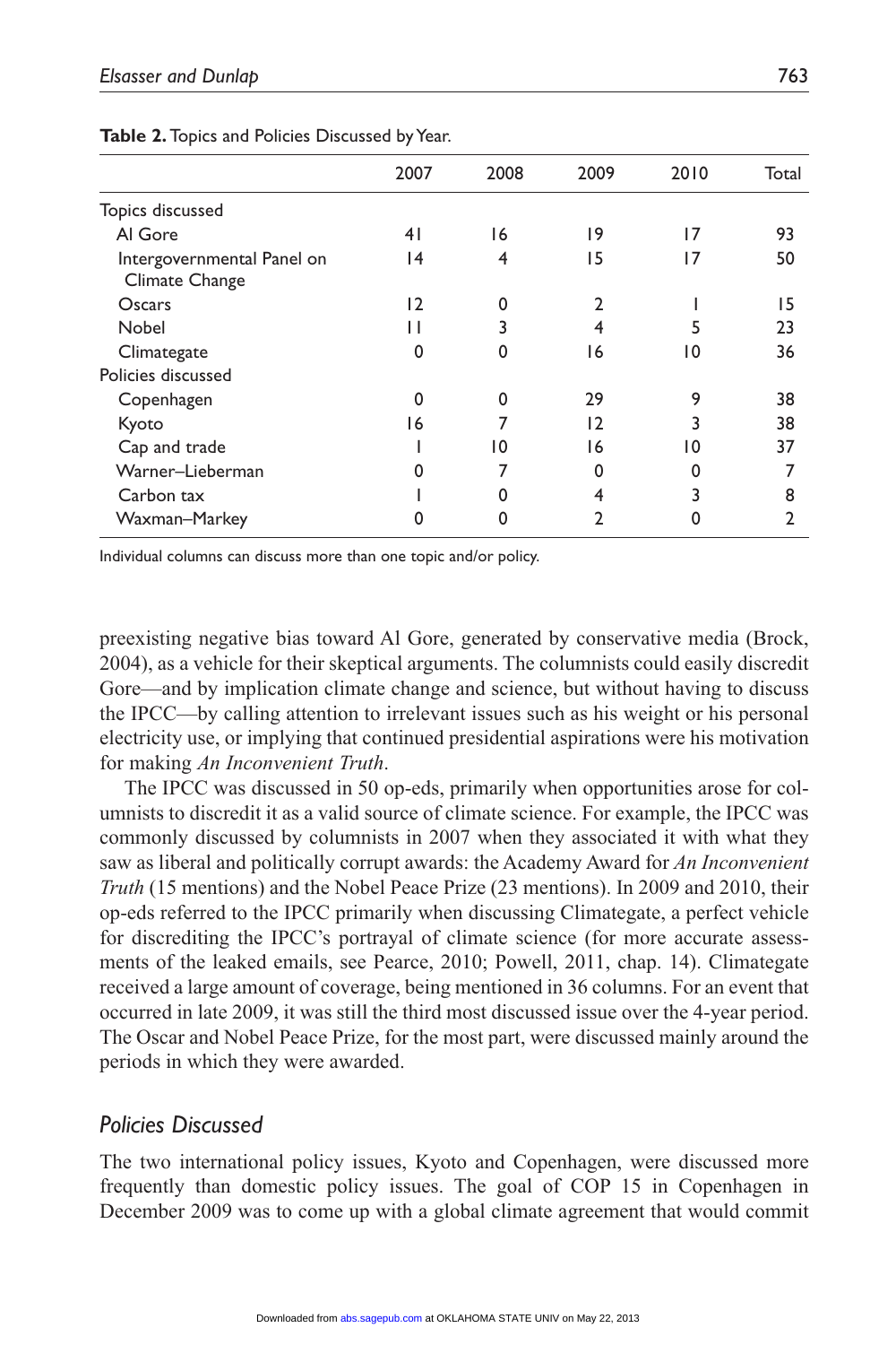**Table 2.** Topics and Policies Discussed by Year.

| | 2007 | 2008 | 2009 | 2010 | Total |
|---|---|---|---|---|---|
| Topics discussed | | | | | |
| Al Gore | 41 | 16 | 19 | 17 | 93 |
| Intergovernmental Panel on Climate Change | 14 | 4 | 15 | 17 | 50 |
| Oscars | 12 | 0 | 2 | 1 | 15 |
| Nobel | 11 | 3 | 4 | 5 | 23 |
| Climategate | 0 | 0 | 16 | 10 | 36 |
| Policies discussed | | | | | |
| Copenhagen | 0 | 0 | 29 | 9 | 38 |
| Kyoto | 16 | 7 | 12 | 3 | 38 |
| Cap and trade | 1 | 10 | 16 | 10 | 37 |
| Warner–Lieberman | 0 | 7 | 0 | 0 | 7 |
| Carbon tax | 1 | 0 | 4 | 3 | 8 |
| Waxman–Markey | 0 | 0 | 2 | 0 | 2 |

Individual columns can discuss more than one topic and/or policy.

preexisting negative bias toward Al Gore, generated by conservative media (Brock, 2004), as a vehicle for their skeptical arguments. The columnists could easily discredit Gore—and by implication climate change and science, but without having to discuss the IPCC—by calling attention to irrelevant issues such as his weight or his personal electricity use, or implying that continued presidential aspirations were his motivation for making *An Inconvenient Truth*.

The IPCC was discussed in 50 op-eds, primarily when opportunities arose for columnists to discredit it as a valid source of climate science. For example, the IPCC was commonly discussed by columnists in 2007 when they associated it with what they saw as liberal and politically corrupt awards: the Academy Award for *An Inconvenient Truth* (15 mentions) and the Nobel Peace Prize (23 mentions). In 2009 and 2010, their op-eds referred to the IPCC primarily when discussing Climategate, a perfect vehicle for discrediting the IPCC's portrayal of climate science (for more accurate assessments of the leaked emails, see Pearce, 2010; Powell, 2011, chap. 14). Climategate received a large amount of coverage, being mentioned in 36 columns. For an event that occurred in late 2009, it was still the third most discussed issue over the 4-year period. The Oscar and Nobel Peace Prize, for the most part, were discussed mainly around the periods in which they were awarded.

## Policies Discussed

The two international policy issues, Kyoto and Copenhagen, were discussed more frequently than domestic policy issues. The goal of COP 15 in Copenhagen in December 2009 was to come up with a global climate agreement that would commit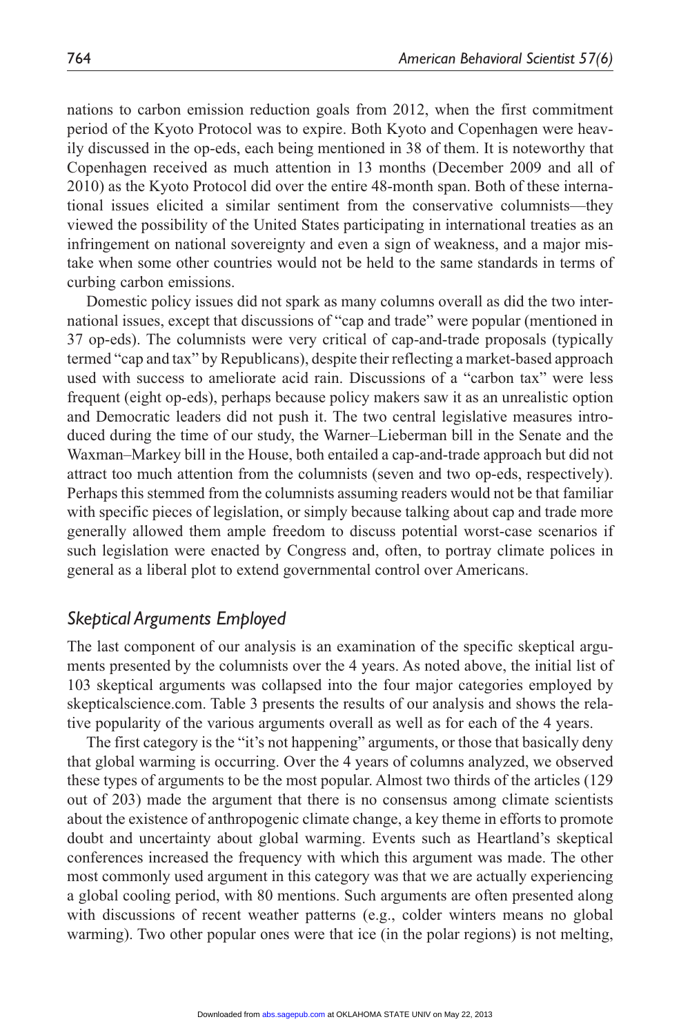nations to carbon emission reduction goals from 2012, when the first commitment period of the Kyoto Protocol was to expire. Both Kyoto and Copenhagen were heavily discussed in the op-eds, each being mentioned in 38 of them. It is noteworthy that Copenhagen received as much attention in 13 months (December 2009 and all of 2010) as the Kyoto Protocol did over the entire 48-month span. Both of these international issues elicited a similar sentiment from the conservative columnists—they viewed the possibility of the United States participating in international treaties as an infringement on national sovereignty and even a sign of weakness, and a major mistake when some other countries would not be held to the same standards in terms of curbing carbon emissions.

Domestic policy issues did not spark as many columns overall as did the two international issues, except that discussions of "cap and trade" were popular (mentioned in 37 op-eds). The columnists were very critical of cap-and-trade proposals (typically termed "cap and tax" by Republicans), despite their reflecting a market-based approach used with success to ameliorate acid rain. Discussions of a "carbon tax" were less frequent (eight op-eds), perhaps because policy makers saw it as an unrealistic option and Democratic leaders did not push it. The two central legislative measures introduced during the time of our study, the Warner–Lieberman bill in the Senate and the Waxman–Markey bill in the House, both entailed a cap-and-trade approach but did not attract too much attention from the columnists (seven and two op-eds, respectively). Perhaps this stemmed from the columnists assuming readers would not be that familiar with specific pieces of legislation, or simply because talking about cap and trade more generally allowed them ample freedom to discuss potential worst-case scenarios if such legislation were enacted by Congress and, often, to portray climate polices in general as a liberal plot to extend governmental control over Americans.

### *Skeptical Arguments Employed*

The last component of our analysis is an examination of the specific skeptical arguments presented by the columnists over the 4 years. As noted above, the initial list of 103 skeptical arguments was collapsed into the four major categories employed by skepticalscience.com. Table 3 presents the results of our analysis and shows the relative popularity of the various arguments overall as well as for each of the 4 years.

The first category is the "it's not happening" arguments, or those that basically deny that global warming is occurring. Over the 4 years of columns analyzed, we observed these types of arguments to be the most popular. Almost two thirds of the articles (129 out of 203) made the argument that there is no consensus among climate scientists about the existence of anthropogenic climate change, a key theme in efforts to promote doubt and uncertainty about global warming. Events such as Heartland's skeptical conferences increased the frequency with which this argument was made. The other most commonly used argument in this category was that we are actually experiencing a global cooling period, with 80 mentions. Such arguments are often presented along with discussions of recent weather patterns (e.g., colder winters means no global warming). Two other popular ones were that ice (in the polar regions) is not melting,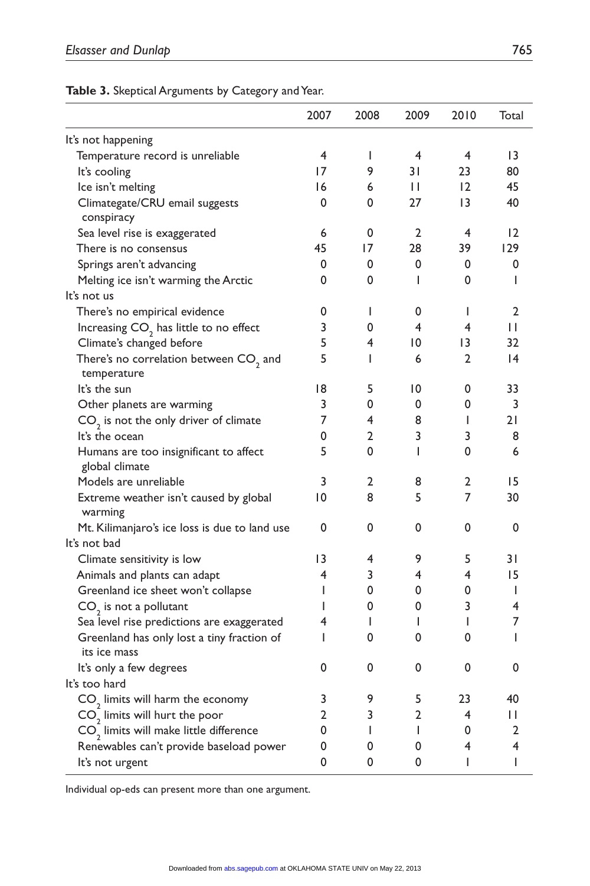**Table 3.** Skeptical Arguments by Category and Year.

| | 2007 | 2008 | 2009 | 2010 | Total |
|---|---|---|---|---|---|
| It's not happening | | | | | |
| Temperature record is unreliable | 4 | 1 | 4 | 4 | 13 |
| It's cooling | 17 | 9 | 31 | 23 | 80 |
| Ice isn't melting | 16 | 6 | 11 | 12 | 45 |
| Climategate/CRU email suggests conspiracy | 0 | 0 | 27 | 13 | 40 |
| Sea level rise is exaggerated | 6 | 0 | 2 | 4 | 12 |
| There is no consensus | 45 | 17 | 28 | 39 | 129 |
| Springs aren't advancing | 0 | 0 | 0 | 0 | 0 |
| Melting ice isn't warming the Arctic | 0 | 0 | 1 | 0 | 1 |
| It's not us | | | | | |
| There's no empirical evidence | 0 | 1 | 0 | 1 | 2 |
| Increasing $CO_2$ has little to no effect | 3 | 0 | 4 | 4 | 11 |
| Climate's changed before | 5 | 4 | 10 | 13 | 32 |
| There's no correlation between $CO_2$ and temperature | 5 | 1 | 6 | 2 | 14 |
| It's the sun | 18 | 5 | 10 | 0 | 33 |
| Other planets are warming | 3 | 0 | 0 | 0 | 3 |
| $CO_2$ is not the only driver of climate | 7 | 4 | 8 | 1 | 21 |
| It's the ocean | 0 | 2 | 3 | 3 | 8 |
| Humans are too insignificant to affect global climate | 5 | 0 | 1 | 0 | 6 |
| Models are unreliable | 3 | 2 | 8 | 2 | 15 |
| Extreme weather isn't caused by global warming | 10 | 8 | 5 | 7 | 30 |
| Mt. Kilimanjaro's ice loss is due to land use | 0 | 0 | 0 | 0 | 0 |
| It's not bad | | | | | |
| Climate sensitivity is low | 13 | 4 | 9 | 5 | 31 |
| Animals and plants can adapt | 4 | 3 | 4 | 4 | 15 |
| Greenland ice sheet won't collapse | 1 | 0 | 0 | 0 | 1 |
| $CO_2$ is not a pollutant | 1 | 0 | 0 | 3 | 4 |
| Sea level rise predictions are exaggerated | 4 | 1 | 1 | 1 | 7 |
| Greenland has only lost a tiny fraction of its ice mass | 1 | 0 | 0 | 0 | 1 |
| It's only a few degrees | 0 | 0 | 0 | 0 | 0 |
| It's too hard | | | | | |
| $CO_2$ limits will harm the economy | 3 | 9 | 5 | 23 | 40 |
| $CO_2$ limits will hurt the poor | 2 | 3 | 2 | 4 | 11 |
| $CO_2$ limits will make little difference | 0 | 1 | 1 | 0 | 2 |
| Renewables can't provide baseload power | 0 | 0 | 0 | 4 | 4 |
| It's not urgent | 0 | 0 | 0 | 1 | 1 |

Individual op-eds can present more than one argument.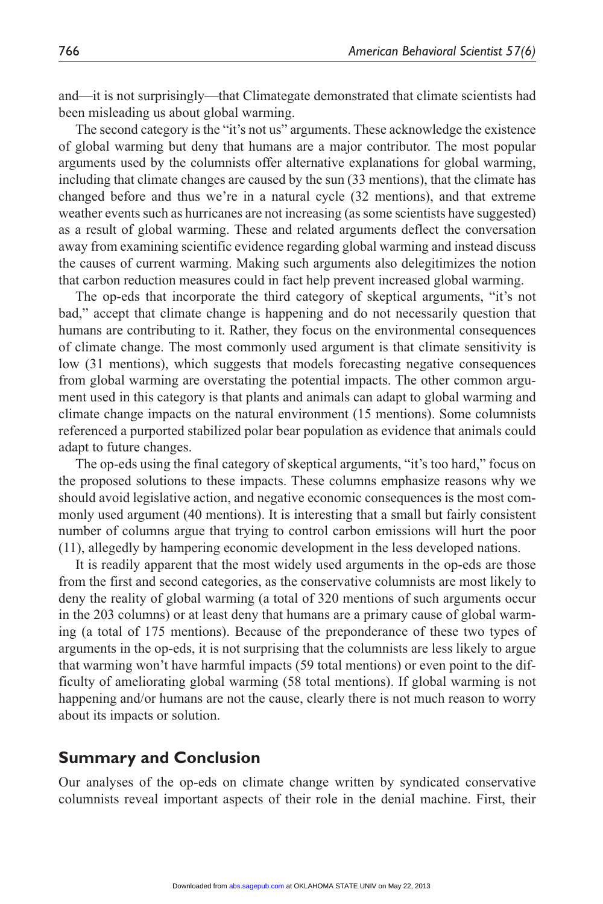and—it is not surprisingly—that Climategate demonstrated that climate scientists had been misleading us about global warming.

The second category is the "it's not us" arguments. These acknowledge the existence of global warming but deny that humans are a major contributor. The most popular arguments used by the columnists offer alternative explanations for global warming, including that climate changes are caused by the sun (33 mentions), that the climate has changed before and thus we're in a natural cycle (32 mentions), and that extreme weather events such as hurricanes are not increasing (as some scientists have suggested) as a result of global warming. These and related arguments deflect the conversation away from examining scientific evidence regarding global warming and instead discuss the causes of current warming. Making such arguments also delegitimizes the notion that carbon reduction measures could in fact help prevent increased global warming.

The op-eds that incorporate the third category of skeptical arguments, "it's not bad," accept that climate change is happening and do not necessarily question that humans are contributing to it. Rather, they focus on the environmental consequences of climate change. The most commonly used argument is that climate sensitivity is low (31 mentions), which suggests that models forecasting negative consequences from global warming are overstating the potential impacts. The other common argument used in this category is that plants and animals can adapt to global warming and climate change impacts on the natural environment (15 mentions). Some columnists referenced a purported stabilized polar bear population as evidence that animals could adapt to future changes.

The op-eds using the final category of skeptical arguments, "it's too hard," focus on the proposed solutions to these impacts. These columns emphasize reasons why we should avoid legislative action, and negative economic consequences is the most commonly used argument (40 mentions). It is interesting that a small but fairly consistent number of columns argue that trying to control carbon emissions will hurt the poor (11), allegedly by hampering economic development in the less developed nations.

It is readily apparent that the most widely used arguments in the op-eds are those from the first and second categories, as the conservative columnists are most likely to deny the reality of global warming (a total of 320 mentions of such arguments occur in the 203 columns) or at least deny that humans are a primary cause of global warming (a total of 175 mentions). Because of the preponderance of these two types of arguments in the op-eds, it is not surprising that the columnists are less likely to argue that warming won't have harmful impacts (59 total mentions) or even point to the difficulty of ameliorating global warming (58 total mentions). If global warming is not happening and/or humans are not the cause, clearly there is not much reason to worry about its impacts or solution.

## Summary and Conclusion

Our analyses of the op-eds on climate change written by syndicated conservative columnists reveal important aspects of their role in the denial machine. First, their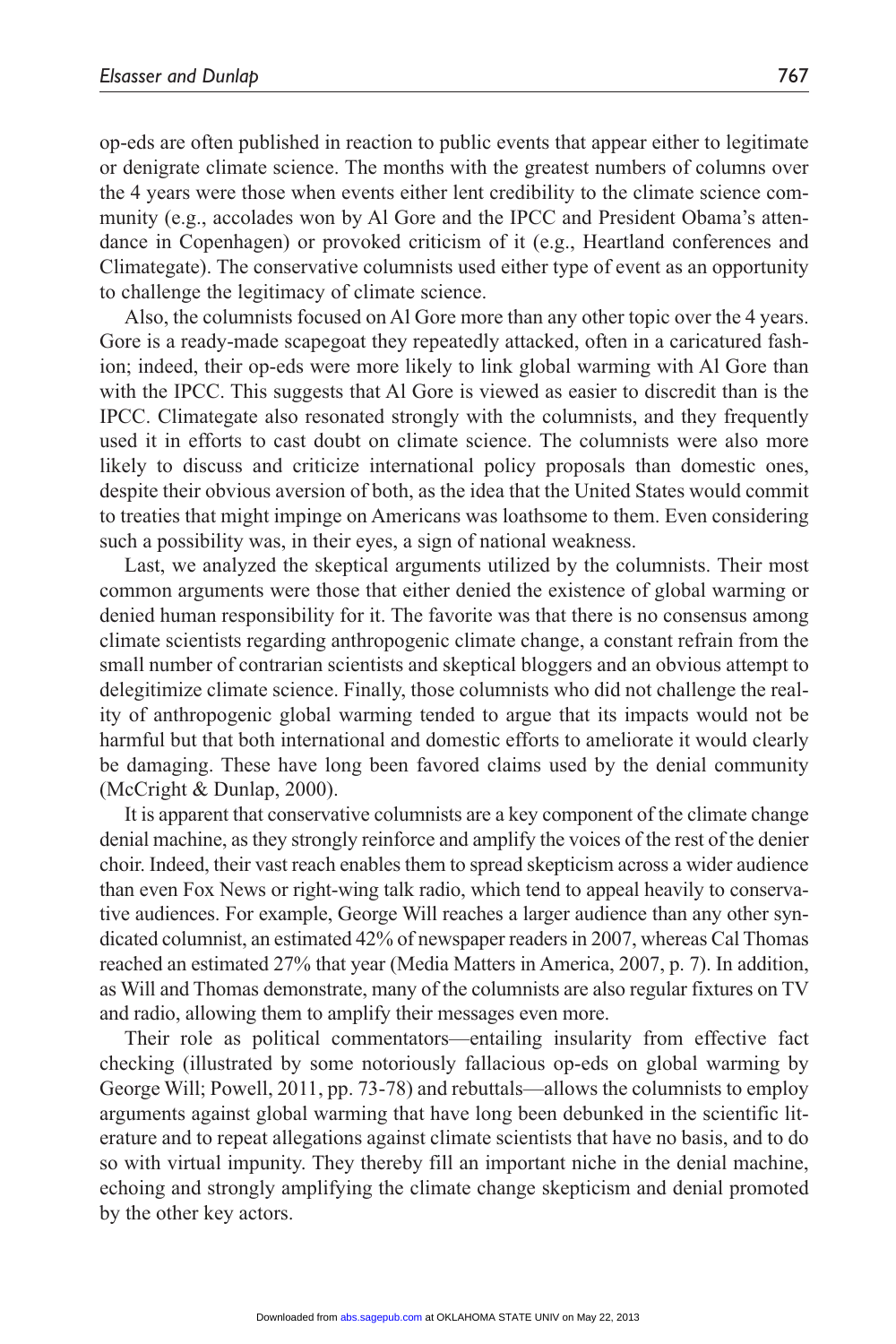op-eds are often published in reaction to public events that appear either to legitimate or denigrate climate science. The months with the greatest numbers of columns over the 4 years were those when events either lent credibility to the climate science community (e.g., accolades won by Al Gore and the IPCC and President Obama's attendance in Copenhagen) or provoked criticism of it (e.g., Heartland conferences and Climategate). The conservative columnists used either type of event as an opportunity to challenge the legitimacy of climate science.

Also, the columnists focused on Al Gore more than any other topic over the 4 years. Gore is a ready-made scapegoat they repeatedly attacked, often in a caricatured fashion; indeed, their op-eds were more likely to link global warming with Al Gore than with the IPCC. This suggests that Al Gore is viewed as easier to discredit than is the IPCC. Climategate also resonated strongly with the columnists, and they frequently used it in efforts to cast doubt on climate science. The columnists were also more likely to discuss and criticize international policy proposals than domestic ones, despite their obvious aversion of both, as the idea that the United States would commit to treaties that might impinge on Americans was loathsome to them. Even considering such a possibility was, in their eyes, a sign of national weakness.

Last, we analyzed the skeptical arguments utilized by the columnists. Their most common arguments were those that either denied the existence of global warming or denied human responsibility for it. The favorite was that there is no consensus among climate scientists regarding anthropogenic climate change, a constant refrain from the small number of contrarian scientists and skeptical bloggers and an obvious attempt to delegitimize climate science. Finally, those columnists who did not challenge the reality of anthropogenic global warming tended to argue that its impacts would not be harmful but that both international and domestic efforts to ameliorate it would clearly be damaging. These have long been favored claims used by the denial community (McCright & Dunlap, 2000).

It is apparent that conservative columnists are a key component of the climate change denial machine, as they strongly reinforce and amplify the voices of the rest of the denier choir. Indeed, their vast reach enables them to spread skepticism across a wider audience than even Fox News or right-wing talk radio, which tend to appeal heavily to conservative audiences. For example, George Will reaches a larger audience than any other syndicated columnist, an estimated 42% of newspaper readers in 2007, whereas Cal Thomas reached an estimated 27% that year (Media Matters in America, 2007, p. 7). In addition, as Will and Thomas demonstrate, many of the columnists are also regular fixtures on TV and radio, allowing them to amplify their messages even more.

Their role as political commentators—entailing insularity from effective fact checking (illustrated by some notoriously fallacious op-eds on global warming by George Will; Powell, 2011, pp. 73-78) and rebuttals—allows the columnists to employ arguments against global warming that have long been debunked in the scientific literature and to repeat allegations against climate scientists that have no basis, and to do so with virtual impunity. They thereby fill an important niche in the denial machine, echoing and strongly amplifying the climate change skepticism and denial promoted by the other key actors.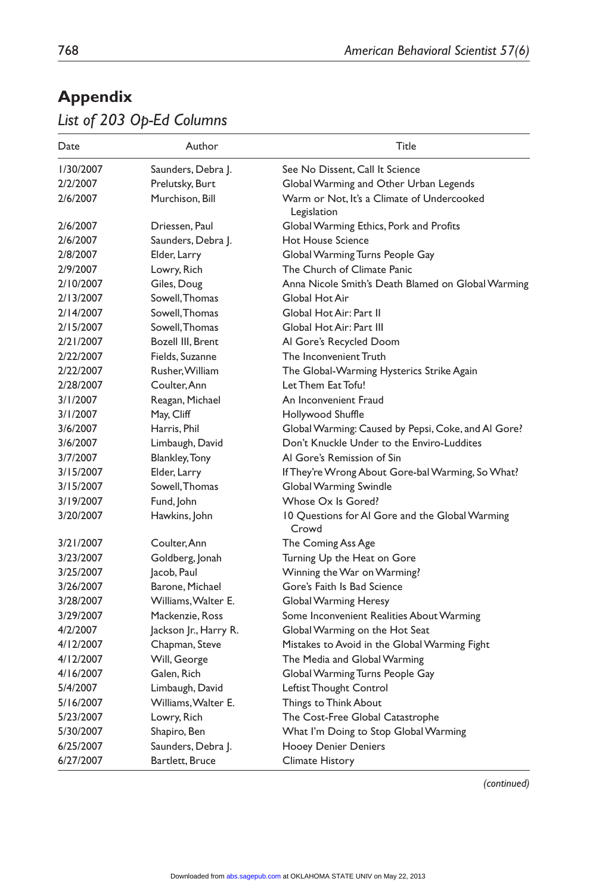## Appendix

*List of 203 Op-Ed Columns*

| Date | Author | Title |
|---|---|---|
| 1/30/2007 | Saunders, Debra J. | See No Dissent, Call It Science |
| 2/2/2007 | Prelutsky, Burt | Global Warming and Other Urban Legends |
| 2/6/2007 | Murchison, Bill | Warm or Not, It's a Climate of Undercooked Legislation |
| 2/6/2007 | Driessen, Paul | Global Warming Ethics, Pork and Profits |
| 2/6/2007 | Saunders, Debra J. | Hot House Science |
| 2/8/2007 | Elder, Larry | Global Warming Turns People Gay |
| 2/9/2007 | Lowry, Rich | The Church of Climate Panic |
| 2/10/2007 | Giles, Doug | Anna Nicole Smith's Death Blamed on Global Warming |
| 2/13/2007 | Sowell, Thomas | Global Hot Air |
| 2/14/2007 | Sowell, Thomas | Global Hot Air: Part II |
| 2/15/2007 | Sowell, Thomas | Global Hot Air: Part III |
| 2/21/2007 | Bozell III, Brent | Al Gore's Recycled Doom |
| 2/22/2007 | Fields, Suzanne | The Inconvenient Truth |
| 2/22/2007 | Rusher, William | The Global-Warming Hysterics Strike Again |
| 2/28/2007 | Coulter, Ann | Let Them Eat Tofu! |
| 3/1/2007 | Reagan, Michael | An Inconvenient Fraud |
| 3/1/2007 | May, Cliff | Hollywood Shuffle |
| 3/6/2007 | Harris, Phil | Global Warming: Caused by Pepsi, Coke, and Al Gore? |
| 3/6/2007 | Limbaugh, David | Don't Knuckle Under to the Enviro-Luddites |
| 3/7/2007 | Blankley, Tony | Al Gore's Remission of Sin |
| 3/15/2007 | Elder, Larry | If They're Wrong About Gore-bal Warming, So What? |
| 3/15/2007 | Sowell, Thomas | Global Warming Swindle |
| 3/19/2007 | Fund, John | Whose Ox Is Gored? |
| 3/20/2007 | Hawkins, John | 10 Questions for Al Gore and the Global Warming Crowd |
| 3/21/2007 | Coulter, Ann | The Coming Ass Age |
| 3/23/2007 | Goldberg, Jonah | Turning Up the Heat on Gore |
| 3/25/2007 | Jacob, Paul | Winning the War on Warming? |
| 3/26/2007 | Barone, Michael | Gore's Faith Is Bad Science |
| 3/28/2007 | Williams, Walter E. | Global Warming Heresy |
| 3/29/2007 | Mackenzie, Ross | Some Inconvenient Realities About Warming |
| 4/2/2007 | Jackson Jr., Harry R. | Global Warming on the Hot Seat |
| 4/12/2007 | Chapman, Steve | Mistakes to Avoid in the Global Warming Fight |
| 4/12/2007 | Will, George | The Media and Global Warming |
| 4/16/2007 | Galen, Rich | Global Warming Turns People Gay |
| 5/4/2007 | Limbaugh, David | Leftist Thought Control |
| 5/16/2007 | Williams, Walter E. | Things to Think About |
| 5/23/2007 | Lowry, Rich | The Cost-Free Global Catastrophe |
| 5/30/2007 | Shapiro, Ben | What I'm Doing to Stop Global Warming |
| 6/25/2007 | Saunders, Debra J. | Hooey Denier Deniers |
| 6/27/2007 | Bartlett, Bruce | Climate History |

*(continued)*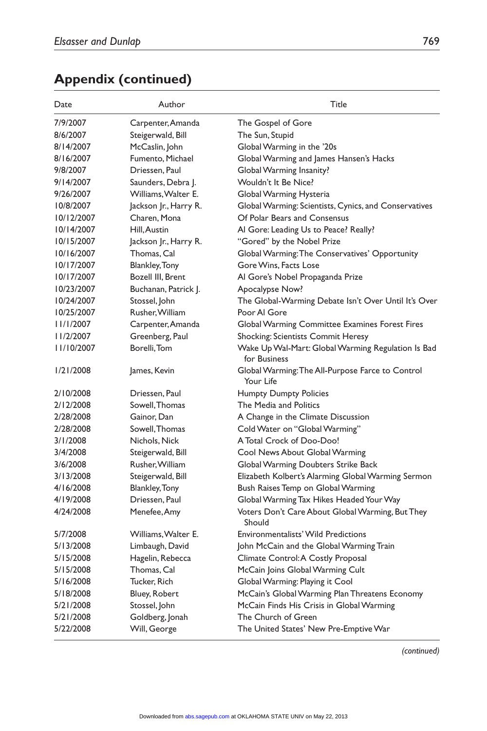## Appendix (continued)

| Date | Author | Title |
|---|---|---|
| 7/9/2007 | Carpenter, Amanda | The Gospel of Gore |
| 8/6/2007 | Steigerwald, Bill | The Sun, Stupid |
| 8/14/2007 | McCaslin, John | Global Warming in the '20s |
| 8/16/2007 | Fumento, Michael | Global Warming and James Hansen's Hacks |
| 9/8/2007 | Driessen, Paul | Global Warming Insanity? |
| 9/14/2007 | Saunders, Debra J. | Wouldn't It Be Nice? |
| 9/26/2007 | Williams, Walter E. | Global Warming Hysteria |
| 10/8/2007 | Jackson Jr., Harry R. | Global Warming: Scientists, Cynics, and Conservatives |
| 10/12/2007 | Charen, Mona | Of Polar Bears and Consensus |
| 10/14/2007 | Hill, Austin | Al Gore: Leading Us to Peace? Really? |
| 10/15/2007 | Jackson Jr., Harry R. | "Gored" by the Nobel Prize |
| 10/16/2007 | Thomas, Cal | Global Warming: The Conservatives' Opportunity |
| 10/17/2007 | Blankley, Tony | Gore Wins, Facts Lose |
| 10/17/2007 | Bozell III, Brent | Al Gore's Nobel Propaganda Prize |
| 10/23/2007 | Buchanan, Patrick J. | Apocalypse Now? |
| 10/24/2007 | Stossel, John | The Global-Warming Debate Isn't Over Until It's Over |
| 10/25/2007 | Rusher, William | Poor Al Gore |
| 11/1/2007 | Carpenter, Amanda | Global Warming Committee Examines Forest Fires |
| 11/2/2007 | Greenberg, Paul | Shocking: Scientists Commit Heresy |
| 11/10/2007 | Borelli, Tom | Wake Up Wal-Mart: Global Warming Regulation Is Bad for Business |
| 1/21/2008 | James, Kevin | Global Warming: The All-Purpose Farce to Control Your Life |
| 2/10/2008 | Driessen, Paul | Humpty Dumpty Policies |
| 2/12/2008 | Sowell, Thomas | The Media and Politics |
| 2/28/2008 | Gainor, Dan | A Change in the Climate Discussion |
| 2/28/2008 | Sowell, Thomas | Cold Water on "Global Warming" |
| 3/1/2008 | Nichols, Nick | A Total Crock of Doo-Doo! |
| 3/4/2008 | Steigerwald, Bill | Cool News About Global Warming |
| 3/6/2008 | Rusher, William | Global Warming Doubters Strike Back |
| 3/13/2008 | Steigerwald, Bill | Elizabeth Kolbert's Alarming Global Warming Sermon |
| 4/16/2008 | Blankley, Tony | Bush Raises Temp on Global Warming |
| 4/19/2008 | Driessen, Paul | Global Warming Tax Hikes Headed Your Way |
| 4/24/2008 | Menefee, Amy | Voters Don't Care About Global Warming, But They Should |
| 5/7/2008 | Williams, Walter E. | Environmentalists' Wild Predictions |
| 5/13/2008 | Limbaugh, David | John McCain and the Global Warming Train |
| 5/15/2008 | Hagelin, Rebecca | Climate Control: A Costly Proposal |
| 5/15/2008 | Thomas, Cal | McCain Joins Global Warming Cult |
| 5/16/2008 | Tucker, Rich | Global Warming: Playing it Cool |
| 5/18/2008 | Bluey, Robert | McCain's Global Warming Plan Threatens Economy |
| 5/21/2008 | Stossel, John | McCain Finds His Crisis in Global Warming |
| 5/21/2008 | Goldberg, Jonah | The Church of Green |
| 5/22/2008 | Will, George | The United States' New Pre-Emptive War |

*(continued)*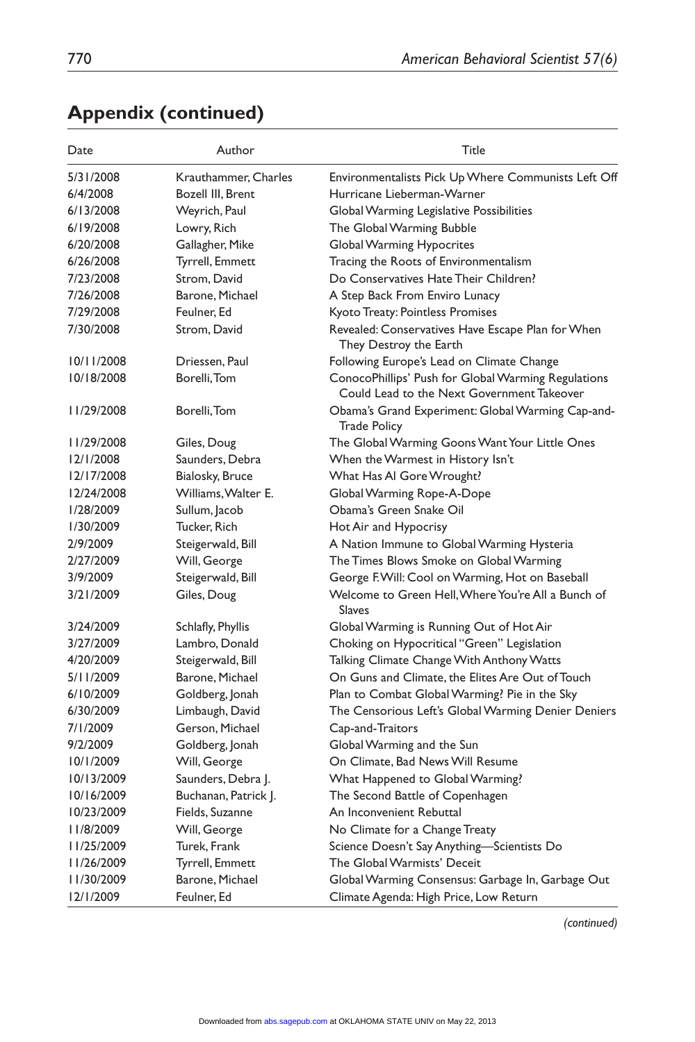## Appendix (continued)

| Date | Author | Title |
|---|---|---|
| 5/31/2008 | Krauthammer, Charles | Environmentalists Pick Up Where Communists Left Off |
| 6/4/2008 | Bozell III, Brent | Hurricane Lieberman-Warner |
| 6/13/2008 | Weyrich, Paul | Global Warming Legislative Possibilities |
| 6/19/2008 | Lowry, Rich | The Global Warming Bubble |
| 6/20/2008 | Gallagher, Mike | Global Warming Hypocrites |
| 6/26/2008 | Tyrrell, Emmett | Tracing the Roots of Environmentalism |
| 7/23/2008 | Strom, David | Do Conservatives Hate Their Children? |
| 7/26/2008 | Barone, Michael | A Step Back From Enviro Lunacy |
| 7/29/2008 | Feulner, Ed | Kyoto Treaty: Pointless Promises |
| 7/30/2008 | Strom, David | Revealed: Conservatives Have Escape Plan for When They Destroy the Earth |
| 10/11/2008 | Driessen, Paul | Following Europe's Lead on Climate Change |
| 10/18/2008 | Borelli, Tom | ConocoPhillips' Push for Global Warming Regulations Could Lead to the Next Government Takeover |
| 11/29/2008 | Borelli, Tom | Obama's Grand Experiment: Global Warming Cap-and-Trade Policy |
| 11/29/2008 | Giles, Doug | The Global Warming Goons Want Your Little Ones |
| 12/1/2008 | Saunders, Debra | When the Warmest in History Isn't |
| 12/17/2008 | Bialosky, Bruce | What Has Al Gore Wrought? |
| 12/24/2008 | Williams, Walter E. | Global Warming Rope-A-Dope |
| 1/28/2009 | Sullum, Jacob | Obama's Green Snake Oil |
| 1/30/2009 | Tucker, Rich | Hot Air and Hypocrisy |
| 2/9/2009 | Steigerwald, Bill | A Nation Immune to Global Warming Hysteria |
| 2/27/2009 | Will, George | The Times Blows Smoke on Global Warming |
| 3/9/2009 | Steigerwald, Bill | George F. Will: Cool on Warming, Hot on Baseball |
| 3/21/2009 | Giles, Doug | Welcome to Green Hell, Where You're All a Bunch of Slaves |
| 3/24/2009 | Schlafly, Phyllis | Global Warming is Running Out of Hot Air |
| 3/27/2009 | Lambro, Donald | Choking on Hypocritical "Green" Legislation |
| 4/20/2009 | Steigerwald, Bill | Talking Climate Change With Anthony Watts |
| 5/11/2009 | Barone, Michael | On Guns and Climate, the Elites Are Out of Touch |
| 6/10/2009 | Goldberg, Jonah | Plan to Combat Global Warming? Pie in the Sky |
| 6/30/2009 | Limbaugh, David | The Censorious Left's Global Warming Denier Deniers |
| 7/1/2009 | Gerson, Michael | Cap-and-Traitors |
| 9/2/2009 | Goldberg, Jonah | Global Warming and the Sun |
| 10/1/2009 | Will, George | On Climate, Bad News Will Resume |
| 10/13/2009 | Saunders, Debra J. | What Happened to Global Warming? |
| 10/16/2009 | Buchanan, Patrick J. | The Second Battle of Copenhagen |
| 10/23/2009 | Fields, Suzanne | An Inconvenient Rebuttal |
| 11/8/2009 | Will, George | No Climate for a Change Treaty |
| 11/25/2009 | Turek, Frank | Science Doesn't Say Anything—Scientists Do |
| 11/26/2009 | Tyrrell, Emmett | The Global Warmists' Deceit |
| 11/30/2009 | Barone, Michael | Global Warming Consensus: Garbage In, Garbage Out |
| 12/1/2009 | Feulner, Ed | Climate Agenda: High Price, Low Return |

*(continued)*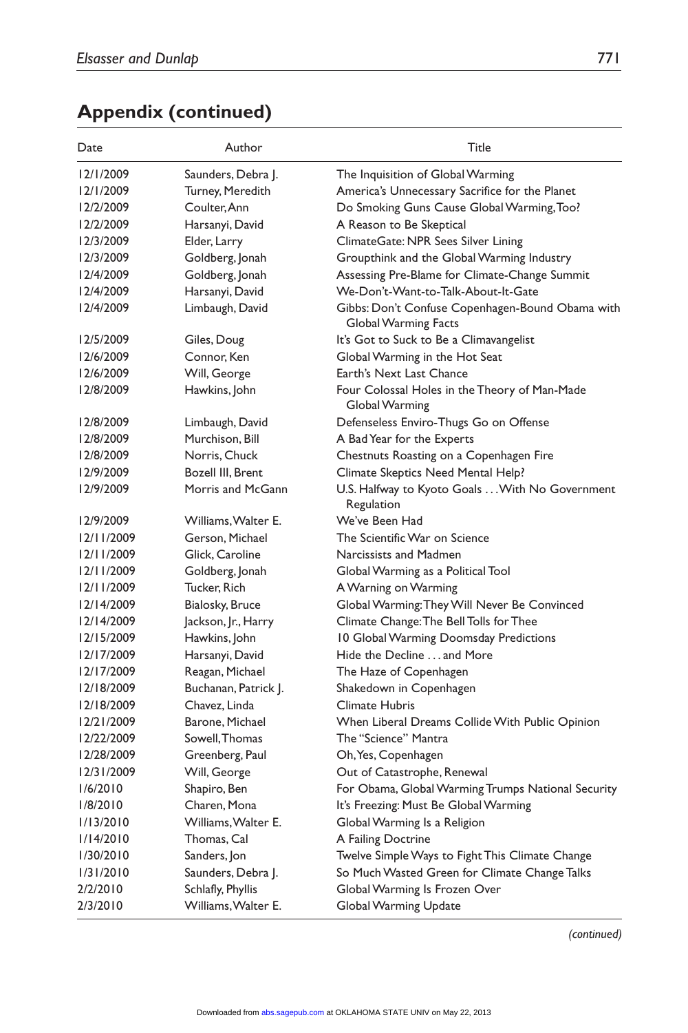## Appendix (continued)

| Date | Author | Title |
|---|---|---|
| 12/1/2009 | Saunders, Debra J. | The Inquisition of Global Warming |
| 12/1/2009 | Turney, Meredith | America's Unnecessary Sacrifice for the Planet |
| 12/2/2009 | Coulter, Ann | Do Smoking Guns Cause Global Warming, Too? |
| 12/2/2009 | Harsanyi, David | A Reason to Be Skeptical |
| 12/3/2009 | Elder, Larry | ClimateGate: NPR Sees Silver Lining |
| 12/3/2009 | Goldberg, Jonah | Groupthink and the Global Warming Industry |
| 12/4/2009 | Goldberg, Jonah | Assessing Pre-Blame for Climate-Change Summit |
| 12/4/2009 | Harsanyi, David | We-Don't-Want-to-Talk-About-It-Gate |
| 12/4/2009 | Limbaugh, David | Gibbs: Don't Confuse Copenhagen-Bound Obama with Global Warming Facts |
| 12/5/2009 | Giles, Doug | It's Got to Suck to Be a Climavangelist |
| 12/6/2009 | Connor, Ken | Global Warming in the Hot Seat |
| 12/6/2009 | Will, George | Earth's Next Last Chance |
| 12/8/2009 | Hawkins, John | Four Colossal Holes in the Theory of Man-Made Global Warming |
| 12/8/2009 | Limbaugh, David | Defenseless Enviro-Thugs Go on Offense |
| 12/8/2009 | Murchison, Bill | A Bad Year for the Experts |
| 12/8/2009 | Norris, Chuck | Chestnuts Roasting on a Copenhagen Fire |
| 12/9/2009 | Bozell III, Brent | Climate Skeptics Need Mental Help? |
| 12/9/2009 | Morris and McGann | U.S. Halfway to Kyoto Goals . . . With No Government Regulation |
| 12/9/2009 | Williams, Walter E. | We've Been Had |
| 12/11/2009 | Gerson, Michael | The Scientific War on Science |
| 12/11/2009 | Glick, Caroline | Narcissists and Madmen |
| 12/11/2009 | Goldberg, Jonah | Global Warming as a Political Tool |
| 12/11/2009 | Tucker, Rich | A Warning on Warming |
| 12/14/2009 | Bialosky, Bruce | Global Warming: They Will Never Be Convinced |
| 12/14/2009 | Jackson, Jr., Harry | Climate Change: The Bell Tolls for Thee |
| 12/15/2009 | Hawkins, John | 10 Global Warming Doomsday Predictions |
| 12/17/2009 | Harsanyi, David | Hide the Decline . . . and More |
| 12/17/2009 | Reagan, Michael | The Haze of Copenhagen |
| 12/18/2009 | Buchanan, Patrick J. | Shakedown in Copenhagen |
| 12/18/2009 | Chavez, Linda | Climate Hubris |
| 12/21/2009 | Barone, Michael | When Liberal Dreams Collide With Public Opinion |
| 12/22/2009 | Sowell, Thomas | The "Science" Mantra |
| 12/28/2009 | Greenberg, Paul | Oh, Yes, Copenhagen |
| 12/31/2009 | Will, George | Out of Catastrophe, Renewal |
| 1/6/2010 | Shapiro, Ben | For Obama, Global Warming Trumps National Security |
| 1/8/2010 | Charen, Mona | It's Freezing: Must Be Global Warming |
| 1/13/2010 | Williams, Walter E. | Global Warming Is a Religion |
| 1/14/2010 | Thomas, Cal | A Failing Doctrine |
| 1/30/2010 | Sanders, Jon | Twelve Simple Ways to Fight This Climate Change |
| 1/31/2010 | Saunders, Debra J. | So Much Wasted Green for Climate Change Talks |
| 2/2/2010 | Schlafly, Phyllis | Global Warming Is Frozen Over |
| 2/3/2010 | Williams, Walter E. | Global Warming Update |

*(continued)*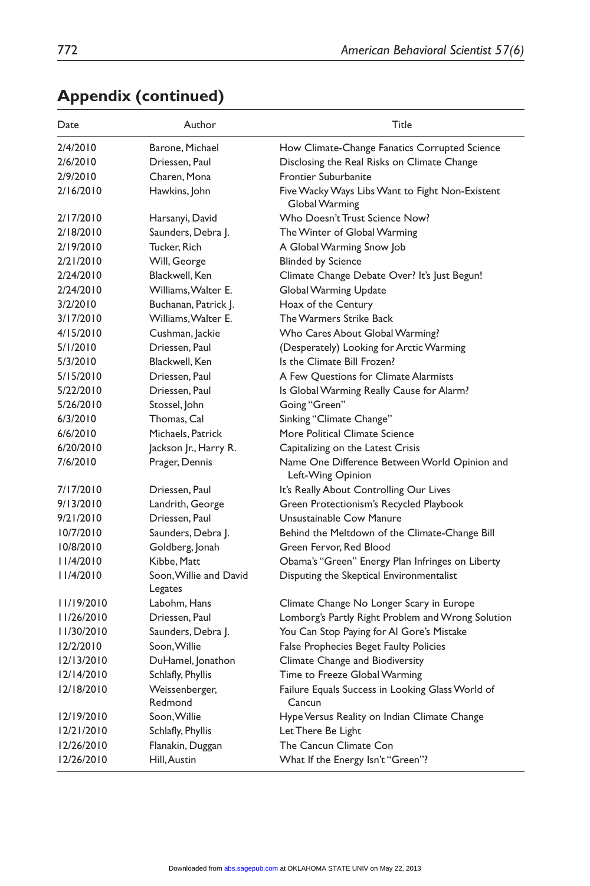## Appendix (continued)

| Date | Author | Title |
|---|---|---|
| 2/4/2010 | Barone, Michael | How Climate-Change Fanatics Corrupted Science |
| 2/6/2010 | Driessen, Paul | Disclosing the Real Risks on Climate Change |
| 2/9/2010 | Charen, Mona | Frontier Suburbanite |
| 2/16/2010 | Hawkins, John | Five Wacky Ways Libs Want to Fight Non-Existent Global Warming |
| 2/17/2010 | Harsanyi, David | Who Doesn't Trust Science Now? |
| 2/18/2010 | Saunders, Debra J. | The Winter of Global Warming |
| 2/19/2010 | Tucker, Rich | A Global Warming Snow Job |
| 2/21/2010 | Will, George | Blinded by Science |
| 2/24/2010 | Blackwell, Ken | Climate Change Debate Over? It's Just Begun! |
| 2/24/2010 | Williams, Walter E. | Global Warming Update |
| 3/2/2010 | Buchanan, Patrick J. | Hoax of the Century |
| 3/17/2010 | Williams, Walter E. | The Warmers Strike Back |
| 4/15/2010 | Cushman, Jackie | Who Cares About Global Warming? |
| 5/1/2010 | Driessen, Paul | (Desperately) Looking for Arctic Warming |
| 5/3/2010 | Blackwell, Ken | Is the Climate Bill Frozen? |
| 5/15/2010 | Driessen, Paul | A Few Questions for Climate Alarmists |
| 5/22/2010 | Driessen, Paul | Is Global Warming Really Cause for Alarm? |
| 5/26/2010 | Stossel, John | Going "Green" |
| 6/3/2010 | Thomas, Cal | Sinking "Climate Change" |
| 6/6/2010 | Michaels, Patrick | More Political Climate Science |
| 6/20/2010 | Jackson Jr., Harry R. | Capitalizing on the Latest Crisis |
| 7/6/2010 | Prager, Dennis | Name One Difference Between World Opinion and Left-Wing Opinion |
| 7/17/2010 | Driessen, Paul | It's Really About Controlling Our Lives |
| 9/13/2010 | Landrith, George | Green Protectionism's Recycled Playbook |
| 9/21/2010 | Driessen, Paul | Unsustainable Cow Manure |
| 10/7/2010 | Saunders, Debra J. | Behind the Meltdown of the Climate-Change Bill |
| 10/8/2010 | Goldberg, Jonah | Green Fervor, Red Blood |
| 11/4/2010 | Kibbe, Matt | Obama's "Green" Energy Plan Infringes on Liberty |
| 11/4/2010 | Soon, Willie and David Legates | Disputing the Skeptical Environmentalist |
| 11/19/2010 | Labohm, Hans | Climate Change No Longer Scary in Europe |
| 11/26/2010 | Driessen, Paul | Lomborg's Partly Right Problem and Wrong Solution |
| 11/30/2010 | Saunders, Debra J. | You Can Stop Paying for Al Gore's Mistake |
| 12/2/2010 | Soon, Willie | False Prophecies Beget Faulty Policies |
| 12/13/2010 | DuHamel, Jonathon | Climate Change and Biodiversity |
| 12/14/2010 | Schlafly, Phyllis | Time to Freeze Global Warming |
| 12/18/2010 | Weissenberger, Redmond | Failure Equals Success in Looking Glass World of Cancun |
| 12/19/2010 | Soon, Willie | Hype Versus Reality on Indian Climate Change |
| 12/21/2010 | Schlafly, Phyllis | Let There Be Light |
| 12/26/2010 | Flanakin, Duggan | The Cancun Climate Con |
| 12/26/2010 | Hill, Austin | What If the Energy Isn't "Green"? |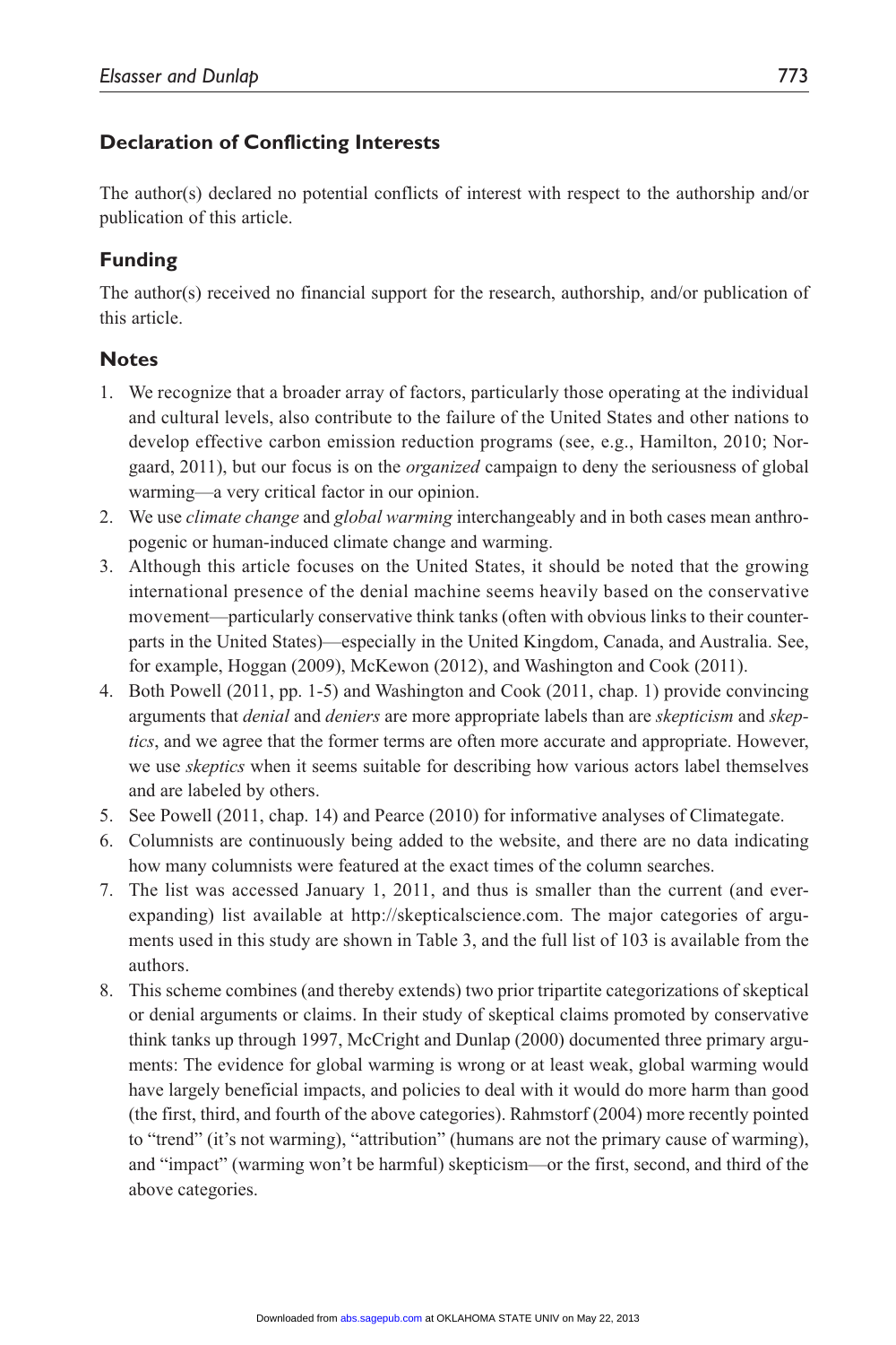## Declaration of Conflicting Interests

The author(s) declared no potential conflicts of interest with respect to the authorship and/or publication of this article.

## Funding

The author(s) received no financial support for the research, authorship, and/or publication of this article.

## Notes

1. We recognize that a broader array of factors, particularly those operating at the individual and cultural levels, also contribute to the failure of the United States and other nations to develop effective carbon emission reduction programs (see, e.g., Hamilton, 2010; Norgaard, 2011), but our focus is on the *organized* campaign to deny the seriousness of global warming—a very critical factor in our opinion.
2. We use *climate change* and *global warming* interchangeably and in both cases mean anthropogenic or human-induced climate change and warming.
3. Although this article focuses on the United States, it should be noted that the growing international presence of the denial machine seems heavily based on the conservative movement—particularly conservative think tanks (often with obvious links to their counterparts in the United States)—especially in the United Kingdom, Canada, and Australia. See, for example, Hoggan (2009), McKewon (2012), and Washington and Cook (2011).
4. Both Powell (2011, pp. 1-5) and Washington and Cook (2011, chap. 1) provide convincing arguments that *denial* and *deniers* are more appropriate labels than are *skepticism* and *skeptics*, and we agree that the former terms are often more accurate and appropriate. However, we use *skeptics* when it seems suitable for describing how various actors label themselves and are labeled by others.
5. See Powell (2011, chap. 14) and Pearce (2010) for informative analyses of Climategate.
6. Columnists are continuously being added to the website, and there are no data indicating how many columnists were featured at the exact times of the column searches.
7. The list was accessed January 1, 2011, and thus is smaller than the current (and ever-expanding) list available at http://skepticalscience.com. The major categories of arguments used in this study are shown in Table 3, and the full list of 103 is available from the authors.
8. This scheme combines (and thereby extends) two prior tripartite categorizations of skeptical or denial arguments or claims. In their study of skeptical claims promoted by conservative think tanks up through 1997, McCright and Dunlap (2000) documented three primary arguments: The evidence for global warming is wrong or at least weak, global warming would have largely beneficial impacts, and policies to deal with it would do more harm than good (the first, third, and fourth of the above categories). Rahmstorf (2004) more recently pointed to "trend" (it's not warming), "attribution" (humans are not the primary cause of warming), and "impact" (warming won't be harmful) skepticism—or the first, second, and third of the above categories.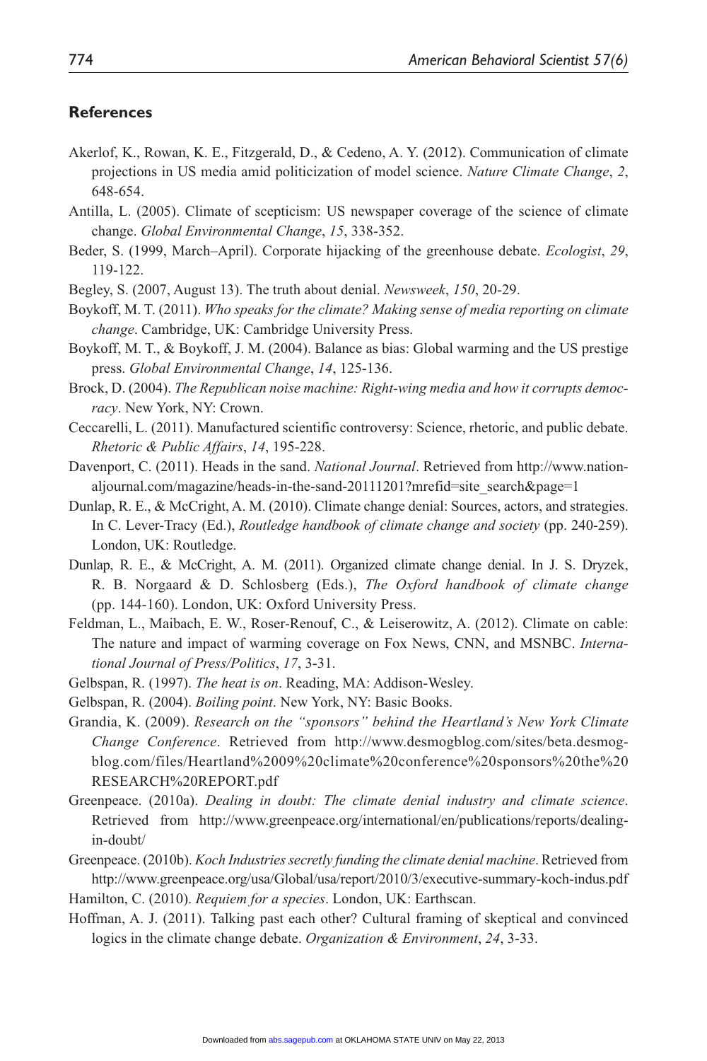## References

Akerlof, K., Rowan, K. E., Fitzgerald, D., & Cedeno, A. Y. (2012). Communication of climate projections in US media amid politicization of model science. *Nature Climate Change*, *2*, 648-654.

Antilla, L. (2005). Climate of scepticism: US newspaper coverage of the science of climate change. *Global Environmental Change*, *15*, 338-352.

Beder, S. (1999, March–April). Corporate hijacking of the greenhouse debate. *Ecologist*, *29*, 119-122.

Begley, S. (2007, August 13). The truth about denial. *Newsweek*, *150*, 20-29.

Boykoff, M. T. (2011). *Who speaks for the climate? Making sense of media reporting on climate change*. Cambridge, UK: Cambridge University Press.

Boykoff, M. T., & Boykoff, J. M. (2004). Balance as bias: Global warming and the US prestige press. *Global Environmental Change*, *14*, 125-136.

Brock, D. (2004). *The Republican noise machine: Right-wing media and how it corrupts democracy*. New York, NY: Crown.

Ceccarelli, L. (2011). Manufactured scientific controversy: Science, rhetoric, and public debate. *Rhetoric & Public Affairs*, *14*, 195-228.

Davenport, C. (2011). Heads in the sand. *National Journal*. Retrieved from http://www.nationaljournal.com/magazine/heads-in-the-sand-20111201?mrefid=site_search&page=1

Dunlap, R. E., & McCright, A. M. (2010). Climate change denial: Sources, actors, and strategies. In C. Lever-Tracy (Ed.), *Routledge handbook of climate change and society* (pp. 240-259). London, UK: Routledge.

Dunlap, R. E., & McCright, A. M. (2011). Organized climate change denial. In J. S. Dryzek, R. B. Norgaard & D. Schlosberg (Eds.), *The Oxford handbook of climate change* (pp. 144-160). London, UK: Oxford University Press.

Feldman, L., Maibach, E. W., Roser-Renouf, C., & Leiserowitz, A. (2012). Climate on cable: The nature and impact of warming coverage on Fox News, CNN, and MSNBC. *International Journal of Press/Politics*, *17*, 3-31.

Gelbspan, R. (1997). *The heat is on*. Reading, MA: Addison-Wesley.

Gelbspan, R. (2004). *Boiling point*. New York, NY: Basic Books.

Grandia, K. (2009). *Research on the "sponsors" behind the Heartland's New York Climate Change Conference*. Retrieved from http://www.desmogblog.com/sites/beta.desmogblog.com/files/Heartland%2009%20climate%20conference%20sponsors%20the%20RESEARCH%20REPORT.pdf

Greenpeace. (2010a). *Dealing in doubt: The climate denial industry and climate science*. Retrieved from http://www.greenpeace.org/international/en/publications/reports/dealing-in-doubt/

Greenpeace. (2010b). *Koch Industries secretly funding the climate denial machine*. Retrieved from http://www.greenpeace.org/usa/Global/usa/report/2010/3/executive-summary-koch-indus.pdf

Hamilton, C. (2010). *Requiem for a species*. London, UK: Earthscan.

Hoffman, A. J. (2011). Talking past each other? Cultural framing of skeptical and convinced logics in the climate change debate. *Organization & Environment*, *24*, 3-33.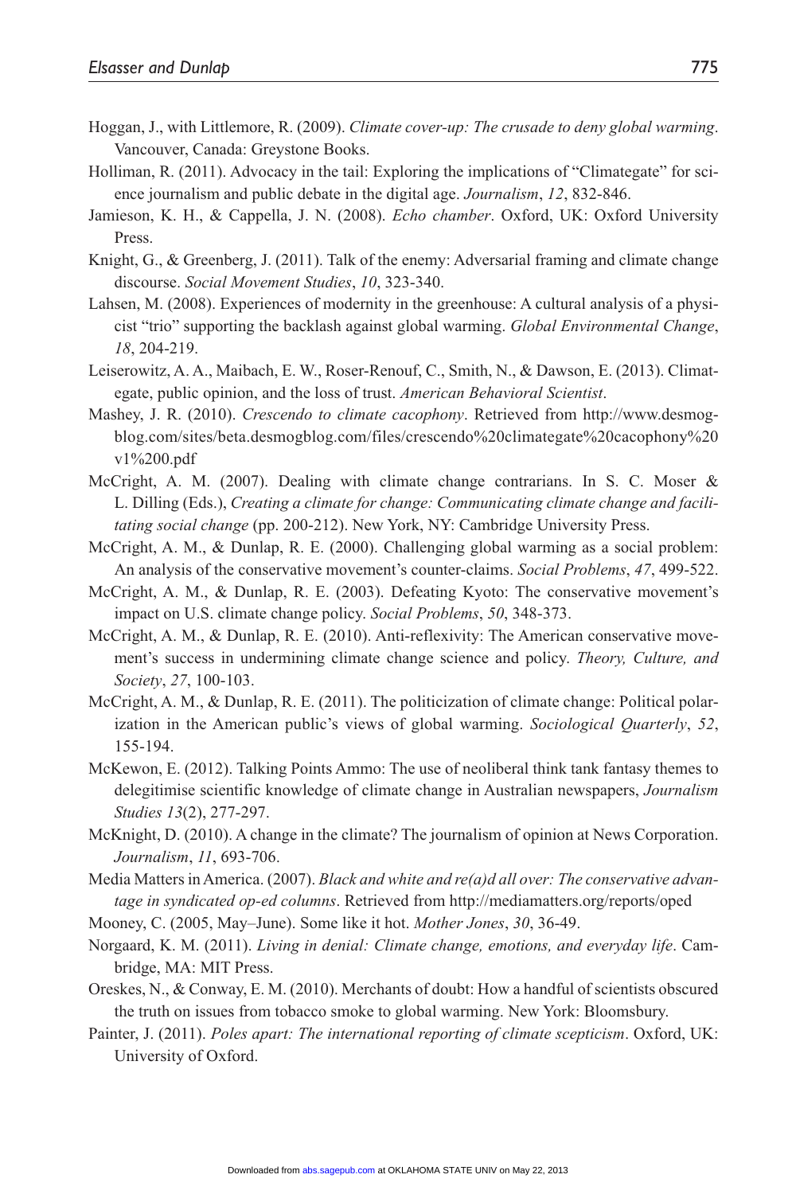Hoggan, J., with Littlemore, R. (2009). *Climate cover-up: The crusade to deny global warming*. Vancouver, Canada: Greystone Books.

Holliman, R. (2011). Advocacy in the tail: Exploring the implications of "Climategate" for science journalism and public debate in the digital age. *Journalism*, *12*, 832-846.

Jamieson, K. H., & Cappella, J. N. (2008). *Echo chamber*. Oxford, UK: Oxford University Press.

Knight, G., & Greenberg, J. (2011). Talk of the enemy: Adversarial framing and climate change discourse. *Social Movement Studies*, *10*, 323-340.

Lahsen, M. (2008). Experiences of modernity in the greenhouse: A cultural analysis of a physicist "trio" supporting the backlash against global warming. *Global Environmental Change*, *18*, 204-219.

Leiserowitz, A. A., Maibach, E. W., Roser-Renouf, C., Smith, N., & Dawson, E. (2013). Climategate, public opinion, and the loss of trust. *American Behavioral Scientist*.

Mashey, J. R. (2010). *Crescendo to climate cacophony*. Retrieved from http://www.desmogblog.com/sites/beta.desmogblog.com/files/crescendo%20climategate%20cacophony%20v1%200.pdf

McCright, A. M. (2007). Dealing with climate change contrarians. In S. C. Moser & L. Dilling (Eds.), *Creating a climate for change: Communicating climate change and facilitating social change* (pp. 200-212). New York, NY: Cambridge University Press.

McCright, A. M., & Dunlap, R. E. (2000). Challenging global warming as a social problem: An analysis of the conservative movement's counter-claims. *Social Problems*, *47*, 499-522.

McCright, A. M., & Dunlap, R. E. (2003). Defeating Kyoto: The conservative movement's impact on U.S. climate change policy. *Social Problems*, *50*, 348-373.

McCright, A. M., & Dunlap, R. E. (2010). Anti-reflexivity: The American conservative movement's success in undermining climate change science and policy. *Theory, Culture, and Society*, *27*, 100-103.

McCright, A. M., & Dunlap, R. E. (2011). The politicization of climate change: Political polarization in the American public's views of global warming. *Sociological Quarterly*, *52*, 155-194.

McKewon, E. (2012). Talking Points Ammo: The use of neoliberal think tank fantasy themes to delegitimise scientific knowledge of climate change in Australian newspapers, *Journalism Studies 13*(2), 277-297.

McKnight, D. (2010). A change in the climate? The journalism of opinion at News Corporation. *Journalism*, *11*, 693-706.

Media Matters in America. (2007). *Black and white and re(a)d all over: The conservative advantage in syndicated op-ed columns*. Retrieved from http://mediamatters.org/reports/oped

Mooney, C. (2005, May–June). Some like it hot. *Mother Jones*, *30*, 36-49.

Norgaard, K. M. (2011). *Living in denial: Climate change, emotions, and everyday life*. Cambridge, MA: MIT Press.

Oreskes, N., & Conway, E. M. (2010). Merchants of doubt: How a handful of scientists obscured the truth on issues from tobacco smoke to global warming. New York: Bloomsbury.

Painter, J. (2011). *Poles apart: The international reporting of climate scepticism*. Oxford, UK: University of Oxford.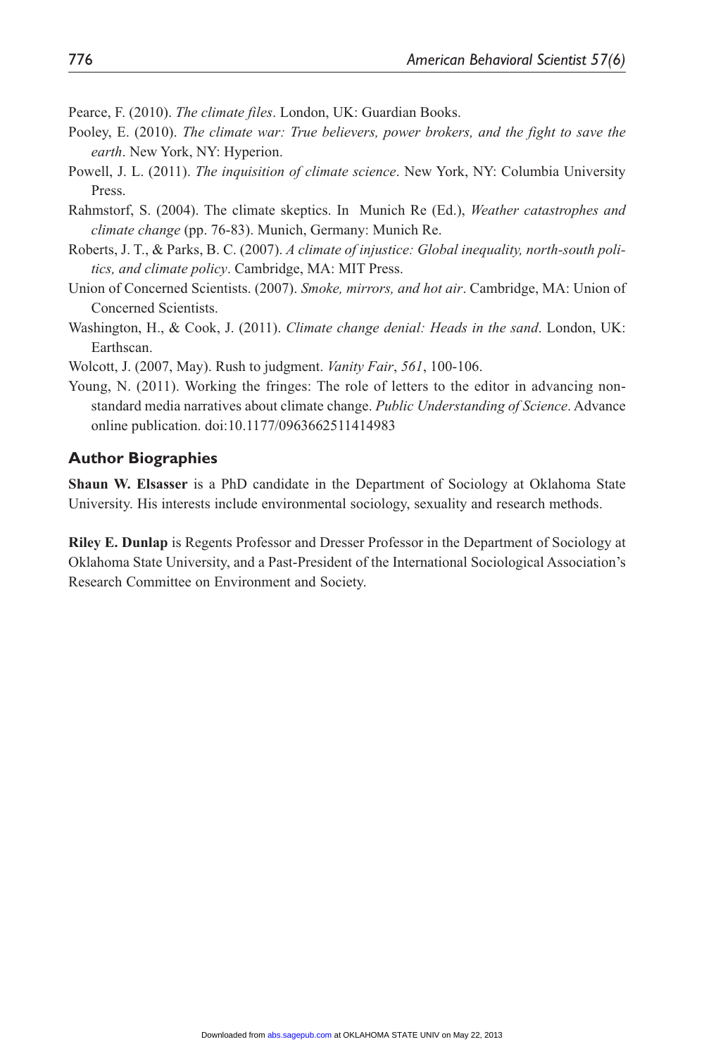Pearce, F. (2010). *The climate files*. London, UK: Guardian Books.

Pooley, E. (2010). *The climate war: True believers, power brokers, and the fight to save the earth*. New York, NY: Hyperion.

Powell, J. L. (2011). *The inquisition of climate science*. New York, NY: Columbia University Press.

Rahmstorf, S. (2004). The climate skeptics. In Munich Re (Ed.), *Weather catastrophes and climate change* (pp. 76-83). Munich, Germany: Munich Re.

Roberts, J. T., & Parks, B. C. (2007). *A climate of injustice: Global inequality, north-south politics, and climate policy*. Cambridge, MA: MIT Press.

Union of Concerned Scientists. (2007). *Smoke, mirrors, and hot air*. Cambridge, MA: Union of Concerned Scientists.

Washington, H., & Cook, J. (2011). *Climate change denial: Heads in the sand*. London, UK: Earthscan.

Wolcott, J. (2007, May). Rush to judgment. *Vanity Fair*, *561*, 100-106.

Young, N. (2011). Working the fringes: The role of letters to the editor in advancing non-standard media narratives about climate change. *Public Understanding of Science*. Advance online publication. doi:10.1177/0963662511414983

## Author Biographies

**Shaun W. Elsasser** is a PhD candidate in the Department of Sociology at Oklahoma State University. His interests include environmental sociology, sexuality and research methods.

**Riley E. Dunlap** is Regents Professor and Dresser Professor in the Department of Sociology at Oklahoma State University, and a Past-President of the International Sociological Association's Research Committee on Environment and Society.